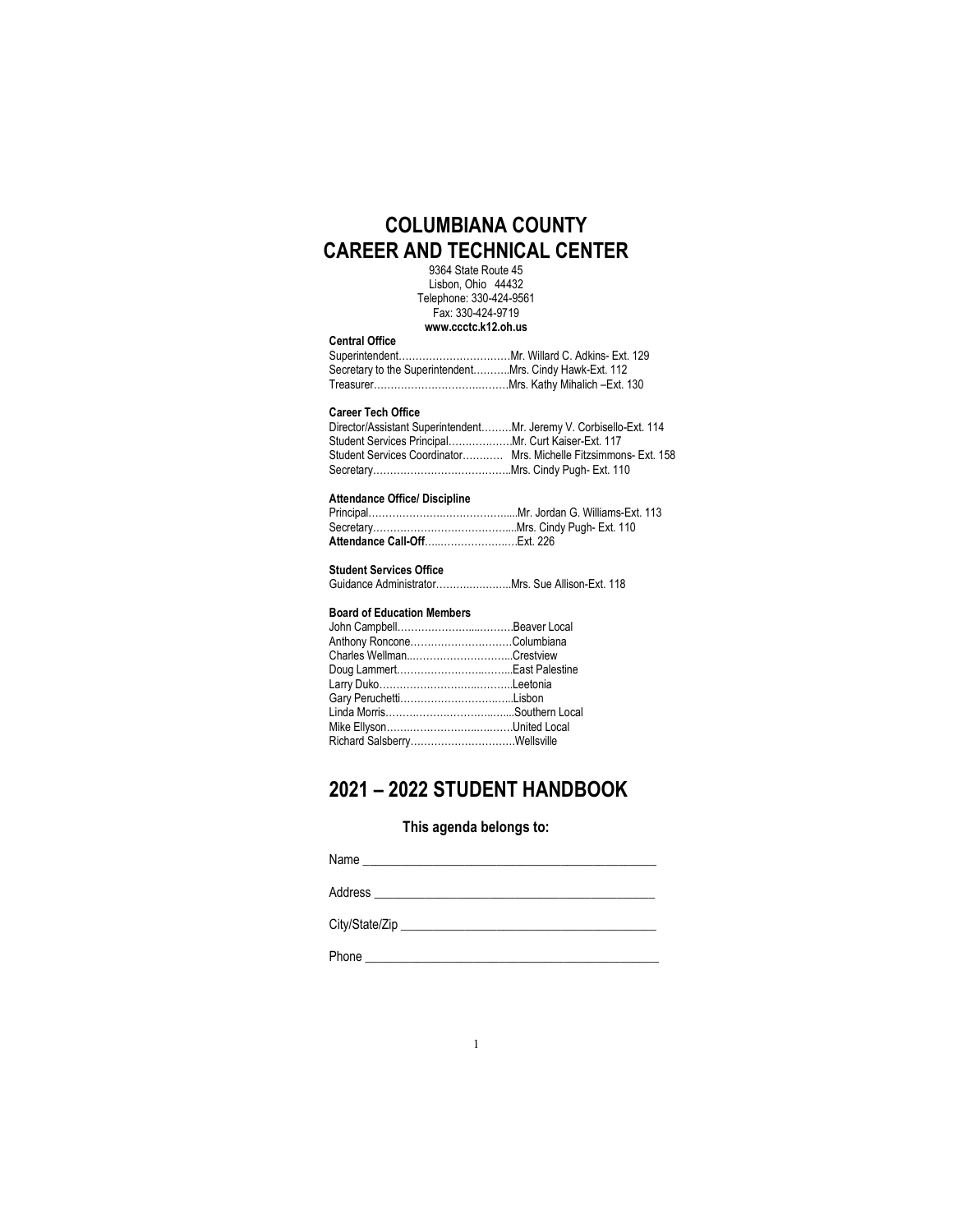# COLUMBIANA COUNTY
# CAREER AND TECHNICAL CENTER

9364 State Route 45
Lisbon, Ohio 44432
Telephone: 330-424-9561
Fax: 330-424-9719
**www.ccctc.k12.oh.us**

**Central Office**

Superintendent……………………………Mr. Willard C. Adkins- Ext. 129
Secretary to the Superintendent………..Mrs. Cindy Hawk-Ext. 112
Treasurer……………………………..……Mrs. Kathy Mihalich –Ext. 130

**Career Tech Office**

Director/Assistant Superintendent………Mr. Jeremy V. Corbisello-Ext. 114
Student Services Principal………..……..Mr. Curt Kaiser-Ext. 117
Student Services Coordinator………… Mrs. Michelle Fitzsimmons- Ext. 158
Secretary…………………………………..Mrs. Cindy Pugh- Ext. 110

**Attendance Office/ Discipline**

Principal……………………………………...Mr. Jordan G. Williams-Ext. 113
Secretary…………………………………....Mrs. Cindy Pugh- Ext. 110
**Attendance Call-Off**…..…………………..Ext. 226

**Student Services Office**

Guidance Administrator…………………..Mrs. Sue Allison-Ext. 118

**Board of Education Members**

John Campbell……………………..……….Beaver Local
Anthony Roncone…………………………Columbiana
Charles Wellman.…………………………..Crestview
Doug Lammert…………………………......East Palestine
Larry Duko…………………………..……...Leetonia
Gary Peruchetti………………………..…...Lisbon
Linda Morris……………………………........Southern Local
Mike Ellyson…….……………….…….……United Local
Richard Salsberry…………………………Wellsville

## 2021 – 2022 STUDENT HANDBOOK

**This agenda belongs to:**

Name ____________________________________________

Address __________________________________________

City/State/Zip ______________________________________

Phone ____________________________________________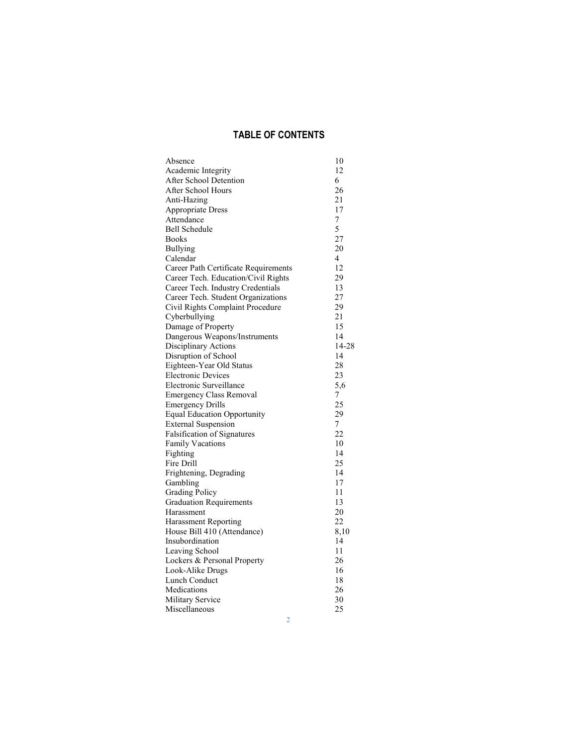## TABLE OF CONTENTS

| | |
|---|---|
| Absence | 10 |
| Academic Integrity | 12 |
| After School Detention | 6 |
| After School Hours | 26 |
| Anti-Hazing | 21 |
| Appropriate Dress | 17 |
| Attendance | 7 |
| Bell Schedule | 5 |
| Books | 27 |
| Bullying | 20 |
| Calendar | 4 |
| Career Path Certificate Requirements | 12 |
| Career Tech. Education/Civil Rights | 29 |
| Career Tech. Industry Credentials | 13 |
| Career Tech. Student Organizations | 27 |
| Civil Rights Complaint Procedure | 29 |
| Cyberbullying | 21 |
| Damage of Property | 15 |
| Dangerous Weapons/Instruments | 14 |
| Disciplinary Actions | 14-28 |
| Disruption of School | 14 |
| Eighteen-Year Old Status | 28 |
| Electronic Devices | 23 |
| Electronic Surveillance | 5,6 |
| Emergency Class Removal | 7 |
| Emergency Drills | 25 |
| Equal Education Opportunity | 29 |
| External Suspension | 7 |
| Falsification of Signatures | 22 |
| Family Vacations | 10 |
| Fighting | 14 |
| Fire Drill | 25 |
| Frightening, Degrading | 14 |
| Gambling | 17 |
| Grading Policy | 11 |
| Graduation Requirements | 13 |
| Harassment | 20 |
| Harassment Reporting | 22 |
| House Bill 410 (Attendance) | 8,10 |
| Insubordination | 14 |
| Leaving School | 11 |
| Lockers & Personal Property | 26 |
| Look-Alike Drugs | 16 |
| Lunch Conduct | 18 |
| Medications | 26 |
| Military Service | 30 |
| Miscellaneous | 25 |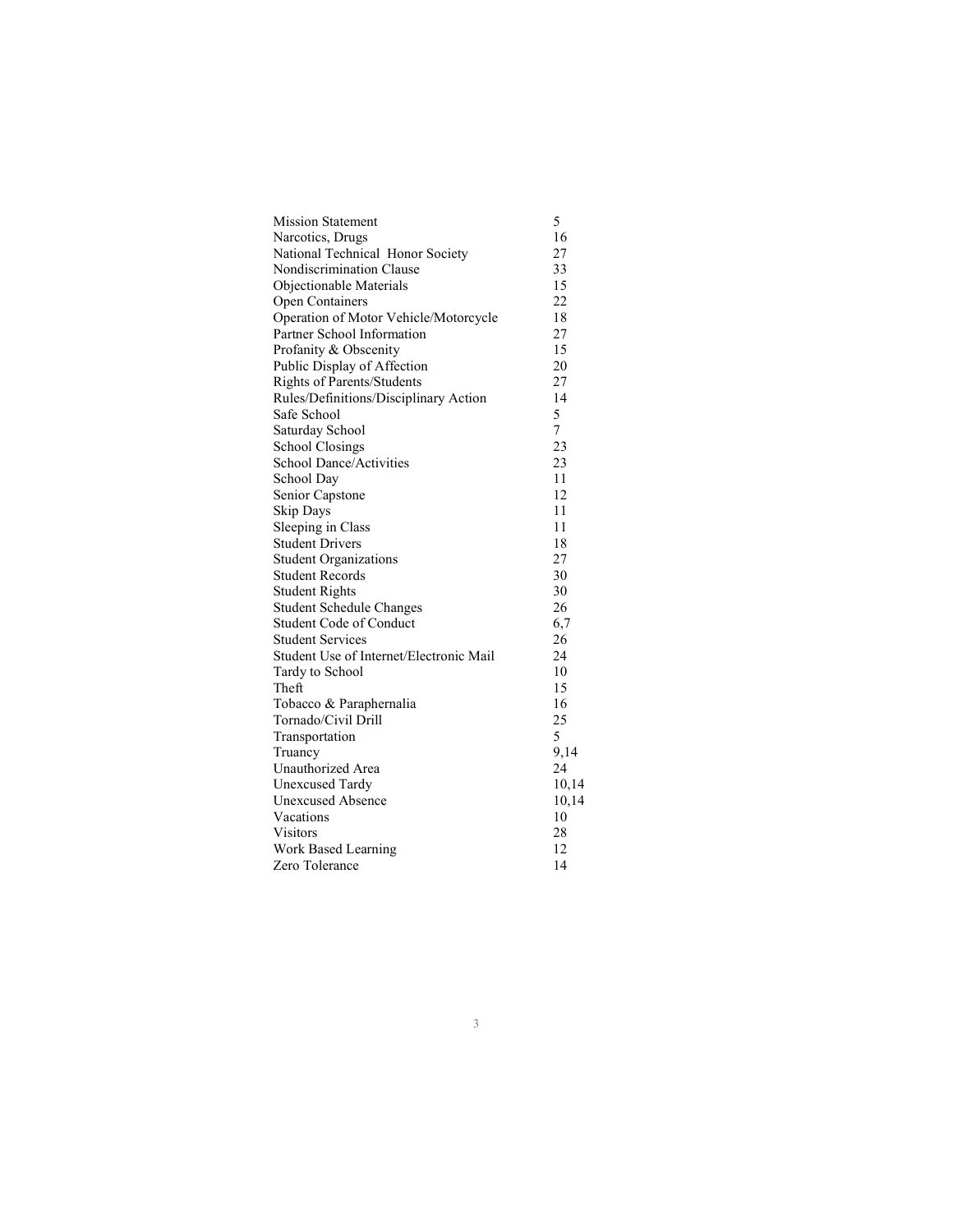| | |
|---|---|
| Mission Statement | 5 |
| Narcotics, Drugs | 16 |
| National Technical Honor Society | 27 |
| Nondiscrimination Clause | 33 |
| Objectionable Materials | 15 |
| Open Containers | 22 |
| Operation of Motor Vehicle/Motorcycle | 18 |
| Partner School Information | 27 |
| Profanity & Obscenity | 15 |
| Public Display of Affection | 20 |
| Rights of Parents/Students | 27 |
| Rules/Definitions/Disciplinary Action | 14 |
| Safe School | 5 |
| Saturday School | 7 |
| School Closings | 23 |
| School Dance/Activities | 23 |
| School Day | 11 |
| Senior Capstone | 12 |
| Skip Days | 11 |
| Sleeping in Class | 11 |
| Student Drivers | 18 |
| Student Organizations | 27 |
| Student Records | 30 |
| Student Rights | 30 |
| Student Schedule Changes | 26 |
| Student Code of Conduct | 6,7 |
| Student Services | 26 |
| Student Use of Internet/Electronic Mail | 24 |
| Tardy to School | 10 |
| Theft | 15 |
| Tobacco & Paraphernalia | 16 |
| Tornado/Civil Drill | 25 |
| Transportation | 5 |
| Truancy | 9,14 |
| Unauthorized Area | 24 |
| Unexcused Tardy | 10,14 |
| Unexcused Absence | 10,14 |
| Vacations | 10 |
| Visitors | 28 |
| Work Based Learning | 12 |
| Zero Tolerance | 14 |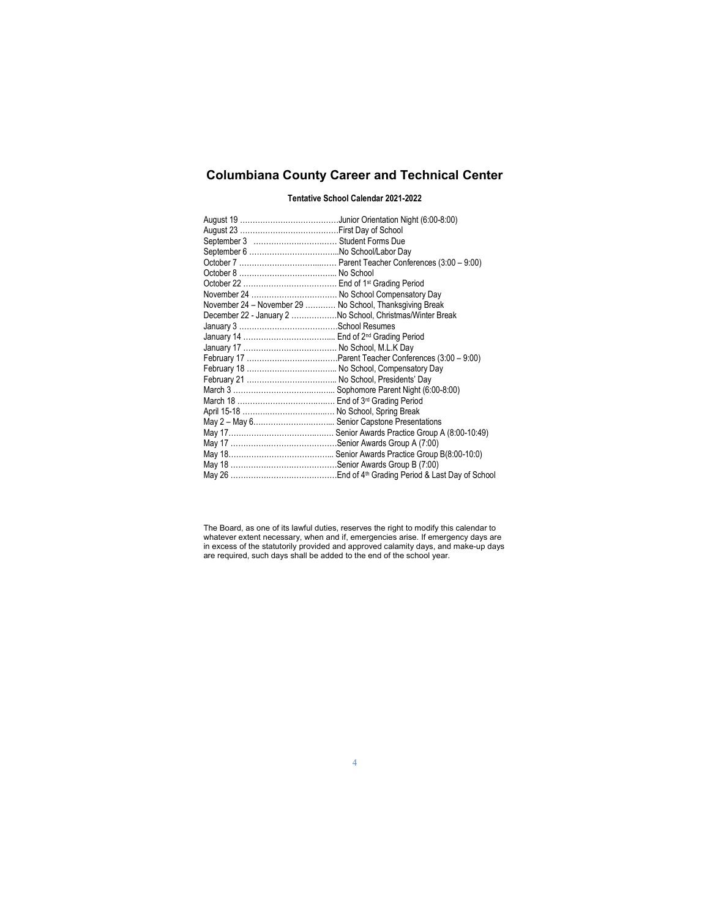# Columbiana County Career and Technical Center

**Tentative School Calendar 2021-2022**

| Date | Event |
|---|---|
| August 19 | Junior Orientation Night (6:00-8:00) |
| August 23 | First Day of School |
| September 3 | Student Forms Due |
| September 6 | No School/Labor Day |
| October 7 | Parent Teacher Conferences (3:00 – 9:00) |
| October 8 | No School |
| October 22 | End of 1st Grading Period |
| November 24 | No School Compensatory Day |
| November 24 – November 29 | No School, Thanksgiving Break |
| December 22 - January 2 | No School, Christmas/Winter Break |
| January 3 | School Resumes |
| January 14 | End of 2nd Grading Period |
| January 17 | No School, M.L.K Day |
| February 17 | Parent Teacher Conferences (3:00 – 9:00) |
| February 18 | No School, Compensatory Day |
| February 21 | No School, Presidents' Day |
| March 3 | Sophomore Parent Night (6:00-8:00) |
| March 18 | End of 3rd Grading Period |
| April 15-18 | No School, Spring Break |
| May 2 – May 6 | Senior Capstone Presentations |
| May 17 | Senior Awards Practice Group A (8:00-10:49) |
| May 17 | Senior Awards Group A (7:00) |
| May 18 | Senior Awards Practice Group B(8:00-10:0) |
| May 18 | Senior Awards Group B (7:00) |
| May 26 | End of 4th Grading Period & Last Day of School |

The Board, as one of its lawful duties, reserves the right to modify this calendar to whatever extent necessary, when and if, emergencies arise. If emergency days are in excess of the statutorily provided and approved calamity days, and make-up days are required, such days shall be added to the end of the school year.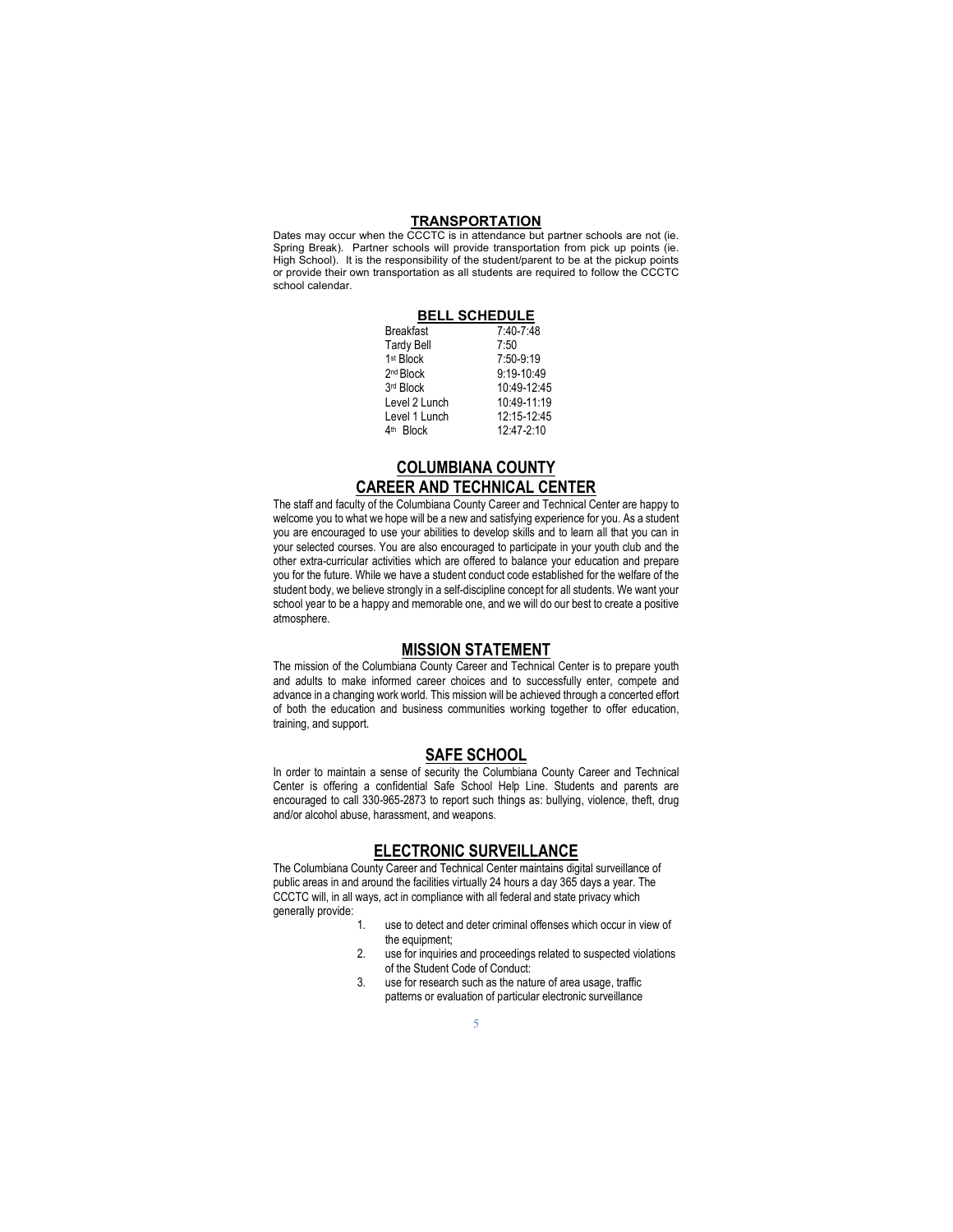## TRANSPORTATION

Dates may occur when the CCCTC is in attendance but partner schools are not (ie. Spring Break). Partner schools will provide transportation from pick up points (ie. High School). It is the responsibility of the student/parent to be at the pickup points or provide their own transportation as all students are required to follow the CCCTC school calendar.

## BELL SCHEDULE

| | |
|---|---|
| Breakfast | 7:40-7:48 |
| Tardy Bell | 7:50 |
| 1st Block | 7:50-9:19 |
| 2nd Block | 9:19-10:49 |
| 3rd Block | 10:49-12:45 |
| Level 2 Lunch | 10:49-11:19 |
| Level 1 Lunch | 12:15-12:45 |
| 4th Block | 12:47-2:10 |

## COLUMBIANA COUNTY CAREER AND TECHNICAL CENTER

The staff and faculty of the Columbiana County Career and Technical Center are happy to welcome you to what we hope will be a new and satisfying experience for you. As a student you are encouraged to use your abilities to develop skills and to learn all that you can in your selected courses. You are also encouraged to participate in your youth club and the other extra-curricular activities which are offered to balance your education and prepare you for the future. While we have a student conduct code established for the welfare of the student body, we believe strongly in a self-discipline concept for all students. We want your school year to be a happy and memorable one, and we will do our best to create a positive atmosphere.

## MISSION STATEMENT

The mission of the Columbiana County Career and Technical Center is to prepare youth and adults to make informed career choices and to successfully enter, compete and advance in a changing work world. This mission will be achieved through a concerted effort of both the education and business communities working together to offer education, training, and support.

## SAFE SCHOOL

In order to maintain a sense of security the Columbiana County Career and Technical Center is offering a confidential Safe School Help Line. Students and parents are encouraged to call 330-965-2873 to report such things as: bullying, violence, theft, drug and/or alcohol abuse, harassment, and weapons.

## ELECTRONIC SURVEILLANCE

The Columbiana County Career and Technical Center maintains digital surveillance of public areas in and around the facilities virtually 24 hours a day 365 days a year. The CCCTC will, in all ways, act in compliance with all federal and state privacy which generally provide:

1. use to detect and deter criminal offenses which occur in view of the equipment;
2. use for inquiries and proceedings related to suspected violations of the Student Code of Conduct:
3. use for research such as the nature of area usage, traffic patterns or evaluation of particular electronic surveillance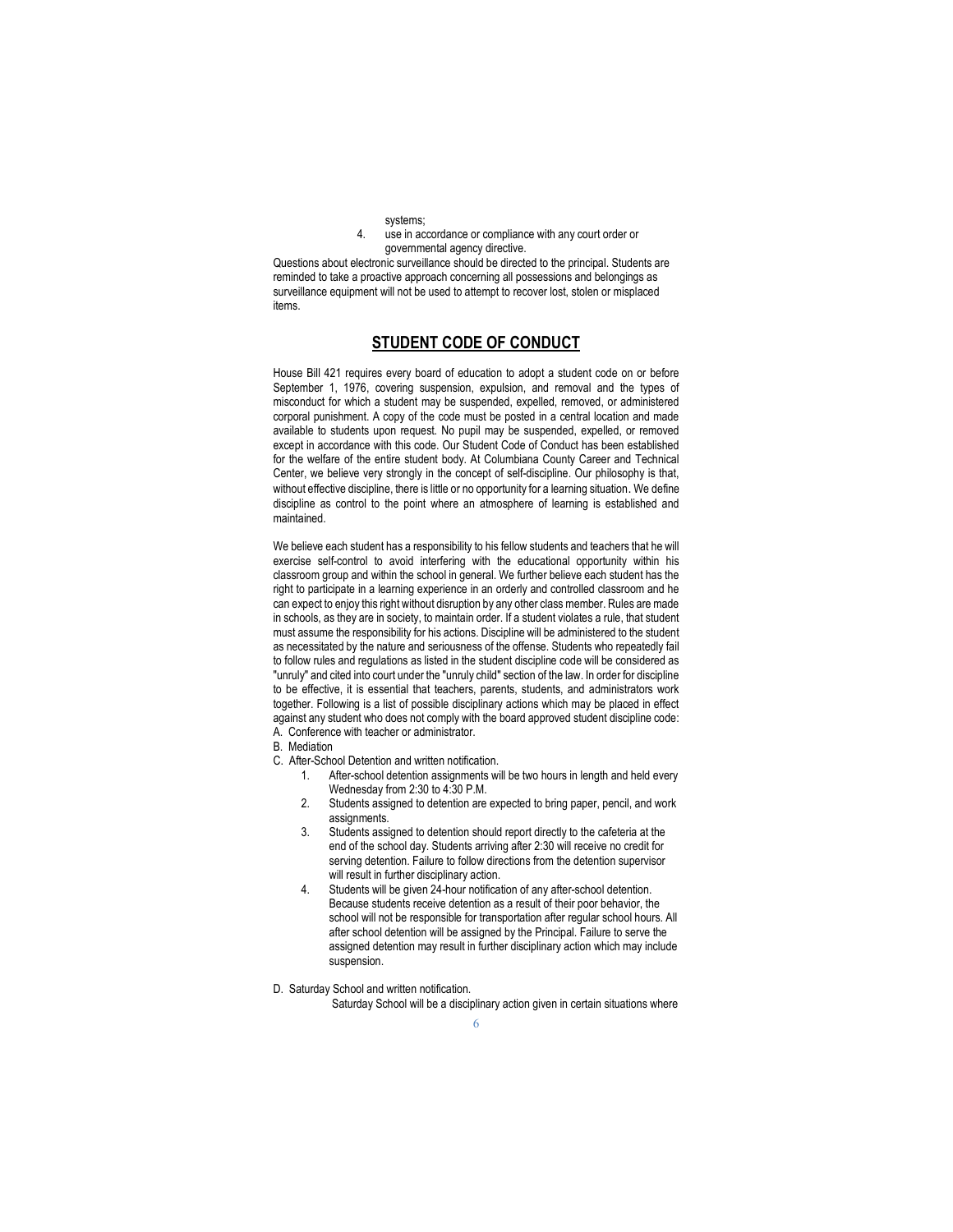systems;

4. use in accordance or compliance with any court order or governmental agency directive.

Questions about electronic surveillance should be directed to the principal. Students are reminded to take a proactive approach concerning all possessions and belongings as surveillance equipment will not be used to attempt to recover lost, stolen or misplaced items.

## STUDENT CODE OF CONDUCT

House Bill 421 requires every board of education to adopt a student code on or before September 1, 1976, covering suspension, expulsion, and removal and the types of misconduct for which a student may be suspended, expelled, removed, or administered corporal punishment. A copy of the code must be posted in a central location and made available to students upon request. No pupil may be suspended, expelled, or removed except in accordance with this code. Our Student Code of Conduct has been established for the welfare of the entire student body. At Columbiana County Career and Technical Center, we believe very strongly in the concept of self-discipline. Our philosophy is that, without effective discipline, there is little or no opportunity for a learning situation. We define discipline as control to the point where an atmosphere of learning is established and maintained.

We believe each student has a responsibility to his fellow students and teachers that he will exercise self-control to avoid interfering with the educational opportunity within his classroom group and within the school in general. We further believe each student has the right to participate in a learning experience in an orderly and controlled classroom and he can expect to enjoy this right without disruption by any other class member. Rules are made in schools, as they are in society, to maintain order. If a student violates a rule, that student must assume the responsibility for his actions. Discipline will be administered to the student as necessitated by the nature and seriousness of the offense. Students who repeatedly fail to follow rules and regulations as listed in the student discipline code will be considered as "unruly" and cited into court under the "unruly child" section of the law. In order for discipline to be effective, it is essential that teachers, parents, students, and administrators work together. Following is a list of possible disciplinary actions which may be placed in effect against any student who does not comply with the board approved student discipline code:

A. Conference with teacher or administrator.

B. Mediation

C. After-School Detention and written notification.

1. After-school detention assignments will be two hours in length and held every Wednesday from 2:30 to 4:30 P.M.
2. Students assigned to detention are expected to bring paper, pencil, and work assignments.
3. Students assigned to detention should report directly to the cafeteria at the end of the school day. Students arriving after 2:30 will receive no credit for serving detention. Failure to follow directions from the detention supervisor will result in further disciplinary action.
4. Students will be given 24-hour notification of any after-school detention. Because students receive detention as a result of their poor behavior, the school will not be responsible for transportation after regular school hours. All after school detention will be assigned by the Principal. Failure to serve the assigned detention may result in further disciplinary action which may include suspension.

D. Saturday School and written notification.

Saturday School will be a disciplinary action given in certain situations where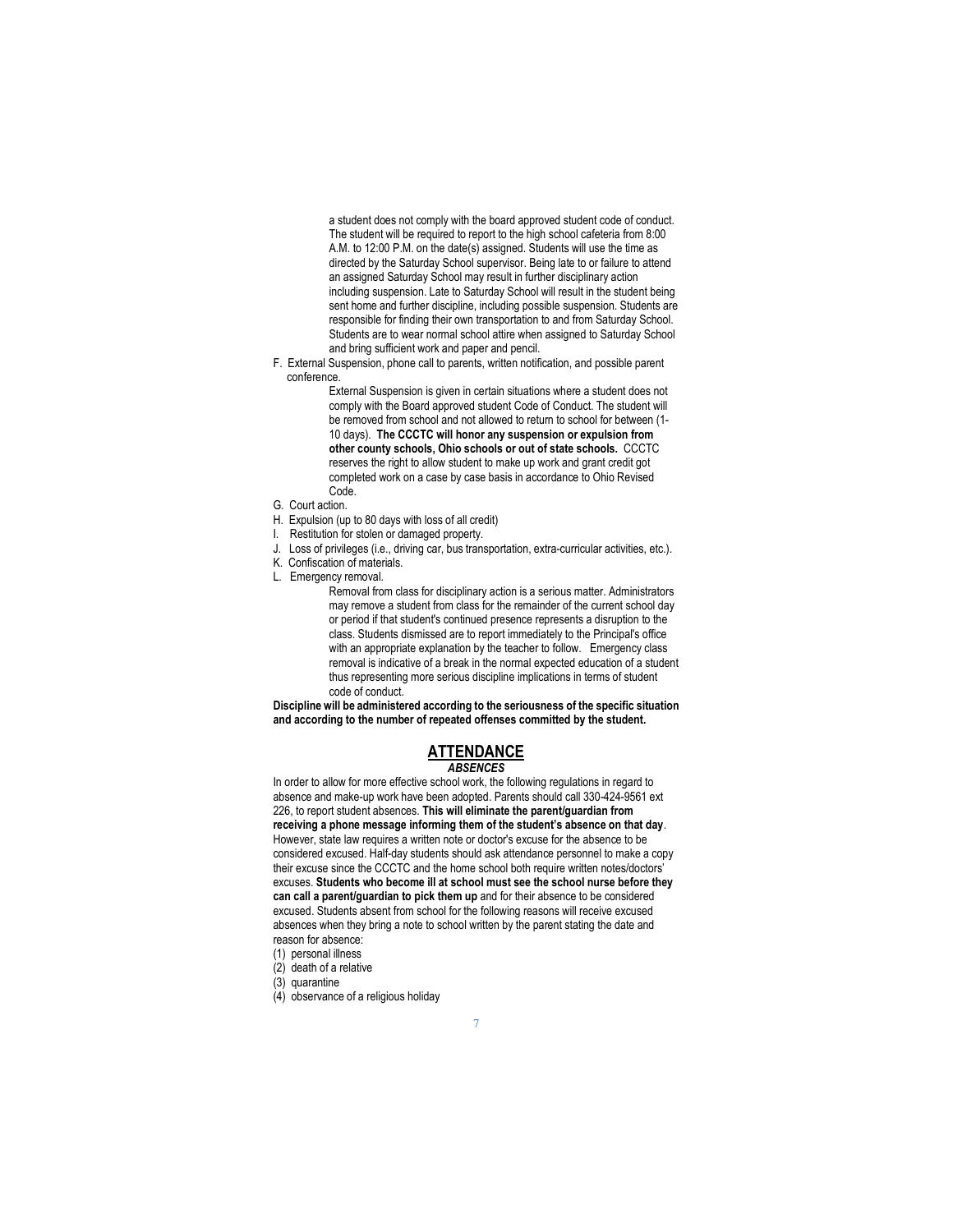a student does not comply with the board approved student code of conduct. The student will be required to report to the high school cafeteria from 8:00 A.M. to 12:00 P.M. on the date(s) assigned. Students will use the time as directed by the Saturday School supervisor. Being late to or failure to attend an assigned Saturday School may result in further disciplinary action including suspension. Late to Saturday School will result in the student being sent home and further discipline, including possible suspension. Students are responsible for finding their own transportation to and from Saturday School. Students are to wear normal school attire when assigned to Saturday School and bring sufficient work and paper and pencil.

F. External Suspension, phone call to parents, written notification, and possible parent conference.

External Suspension is given in certain situations where a student does not comply with the Board approved student Code of Conduct. The student will be removed from school and not allowed to return to school for between (1-10 days). **The CCCTC will honor any suspension or expulsion from other county schools, Ohio schools or out of state schools.** CCCTC reserves the right to allow student to make up work and grant credit got completed work on a case by case basis in accordance to Ohio Revised Code.

G. Court action.

H. Expulsion (up to 80 days with loss of all credit)

I. Restitution for stolen or damaged property.

J. Loss of privileges (i.e., driving car, bus transportation, extra-curricular activities, etc.).

K. Confiscation of materials.

L. Emergency removal.

Removal from class for disciplinary action is a serious matter. Administrators may remove a student from class for the remainder of the current school day or period if that student's continued presence represents a disruption to the class. Students dismissed are to report immediately to the Principal's office with an appropriate explanation by the teacher to follow. Emergency class removal is indicative of a break in the normal expected education of a student thus representing more serious discipline implications in terms of student code of conduct.

**Discipline will be administered according to the seriousness of the specific situation and according to the number of repeated offenses committed by the student.**

## ATTENDANCE

### *ABSENCES*

In order to allow for more effective school work, the following regulations in regard to absence and make-up work have been adopted. Parents should call 330-424-9561 ext 226, to report student absences. **This will eliminate the parent/guardian from receiving a phone message informing them of the student's absence on that day**. However, state law requires a written note or doctor's excuse for the absence to be considered excused. Half-day students should ask attendance personnel to make a copy their excuse since the CCCTC and the home school both require written notes/doctors' excuses. **Students who become ill at school must see the school nurse before they can call a parent/guardian to pick them up** and for their absence to be considered excused. Students absent from school for the following reasons will receive excused absences when they bring a note to school written by the parent stating the date and reason for absence:

(1) personal illness
(2) death of a relative
(3) quarantine
(4) observance of a religious holiday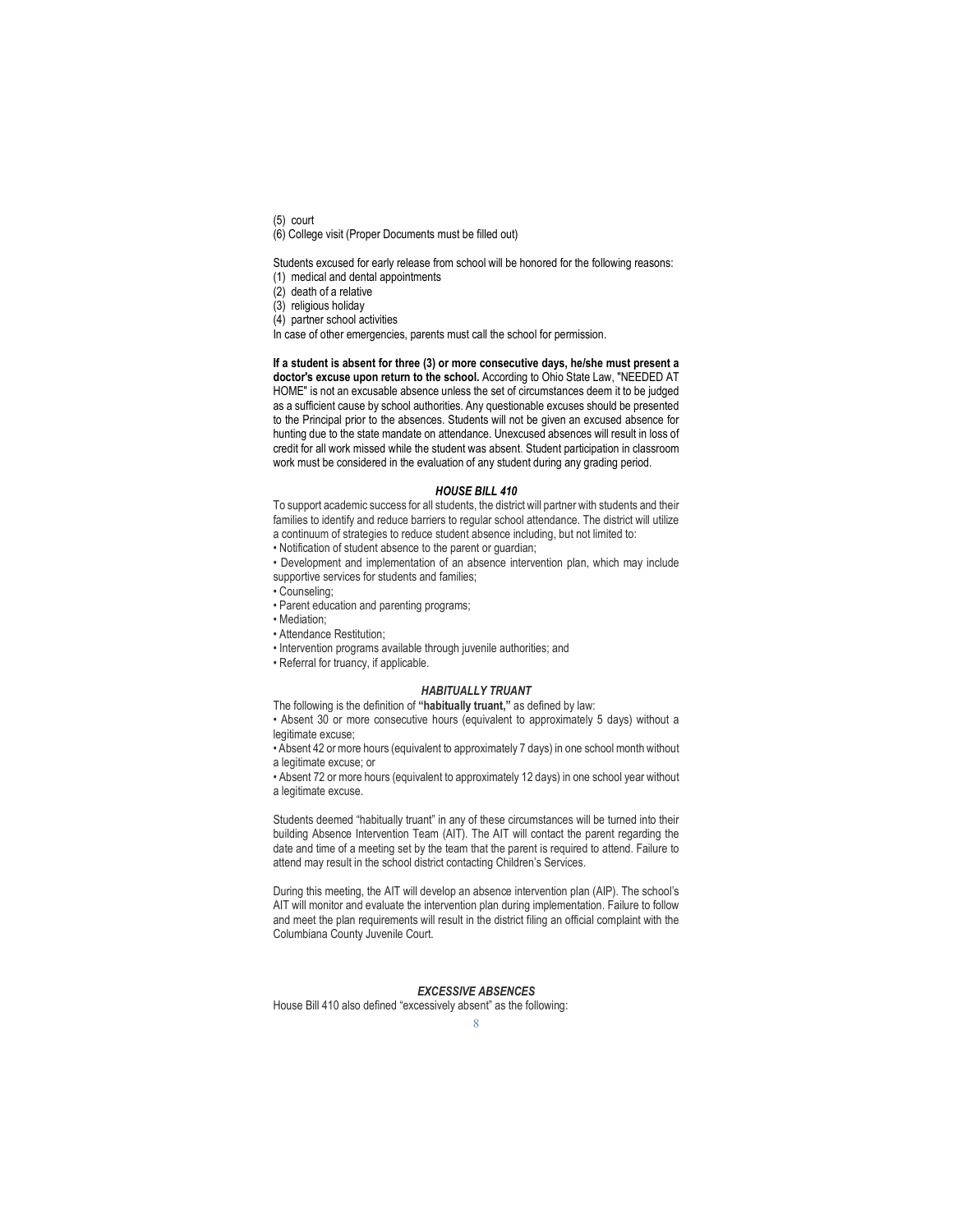(5) court
(6) College visit (Proper Documents must be filled out)

Students excused for early release from school will be honored for the following reasons:
(1) medical and dental appointments
(2) death of a relative
(3) religious holiday
(4) partner school activities
In case of other emergencies, parents must call the school for permission.

**If a student is absent for three (3) or more consecutive days, he/she must present a doctor's excuse upon return to the school.** According to Ohio State Law, "NEEDED AT HOME" is not an excusable absence unless the set of circumstances deem it to be judged as a sufficient cause by school authorities. Any questionable excuses should be presented to the Principal prior to the absences. Students will not be given an excused absence for hunting due to the state mandate on attendance. Unexcused absences will result in loss of credit for all work missed while the student was absent. Student participation in classroom work must be considered in the evaluation of any student during any grading period.

### *HOUSE BILL 410*

To support academic success for all students, the district will partner with students and their families to identify and reduce barriers to regular school attendance. The district will utilize a continuum of strategies to reduce student absence including, but not limited to:

- Notification of student absence to the parent or guardian;
- Development and implementation of an absence intervention plan, which may include supportive services for students and families;
- Counseling;
- Parent education and parenting programs;
- Mediation;
- Attendance Restitution;
- Intervention programs available through juvenile authorities; and
- Referral for truancy, if applicable.

### *HABITUALLY TRUANT*

The following is the definition of **"habitually truant,"** as defined by law:

- Absent 30 or more consecutive hours (equivalent to approximately 5 days) without a legitimate excuse;
- Absent 42 or more hours (equivalent to approximately 7 days) in one school month without a legitimate excuse; or
- Absent 72 or more hours (equivalent to approximately 12 days) in one school year without a legitimate excuse.

Students deemed "habitually truant" in any of these circumstances will be turned into their building Absence Intervention Team (AIT). The AIT will contact the parent regarding the date and time of a meeting set by the team that the parent is required to attend. Failure to attend may result in the school district contacting Children's Services.

During this meeting, the AIT will develop an absence intervention plan (AIP). The school's AIT will monitor and evaluate the intervention plan during implementation. Failure to follow and meet the plan requirements will result in the district filing an official complaint with the Columbiana County Juvenile Court.

### *EXCESSIVE ABSENCES*

House Bill 410 also defined "excessively absent" as the following: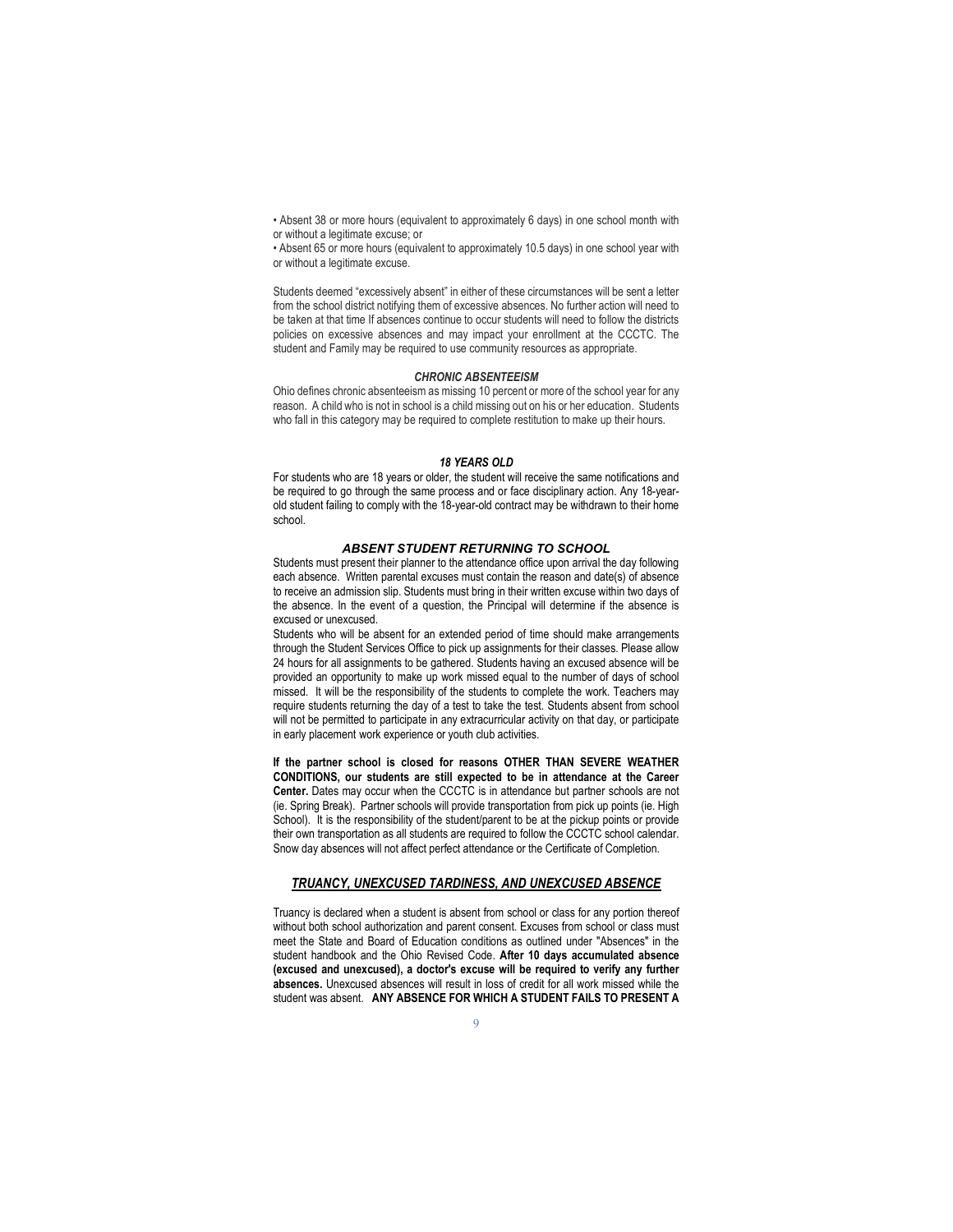• Absent 38 or more hours (equivalent to approximately 6 days) in one school month with or without a legitimate excuse; or

• Absent 65 or more hours (equivalent to approximately 10.5 days) in one school year with or without a legitimate excuse.

Students deemed "excessively absent" in either of these circumstances will be sent a letter from the school district notifying them of excessive absences. No further action will need to be taken at that time If absences continue to occur students will need to follow the districts policies on excessive absences and may impact your enrollment at the CCCTC. The student and Family may be required to use community resources as appropriate.

### *CHRONIC ABSENTEEISM*

Ohio defines chronic absenteeism as missing 10 percent or more of the school year for any reason. A child who is not in school is a child missing out on his or her education. Students who fall in this category may be required to complete restitution to make up their hours.

### *18 YEARS OLD*

For students who are 18 years or older, the student will receive the same notifications and be required to go through the same process and or face disciplinary action. Any 18-year-old student failing to comply with the 18-year-old contract may be withdrawn to their home school.

### *ABSENT STUDENT RETURNING TO SCHOOL*

Students must present their planner to the attendance office upon arrival the day following each absence. Written parental excuses must contain the reason and date(s) of absence to receive an admission slip. Students must bring in their written excuse within two days of the absence. In the event of a question, the Principal will determine if the absence is excused or unexcused.

Students who will be absent for an extended period of time should make arrangements through the Student Services Office to pick up assignments for their classes. Please allow 24 hours for all assignments to be gathered. Students having an excused absence will be provided an opportunity to make up work missed equal to the number of days of school missed. It will be the responsibility of the students to complete the work. Teachers may require students returning the day of a test to take the test. Students absent from school will not be permitted to participate in any extracurricular activity on that day, or participate in early placement work experience or youth club activities.

**If the partner school is closed for reasons OTHER THAN SEVERE WEATHER CONDITIONS, our students are still expected to be in attendance at the Career Center.** Dates may occur when the CCCTC is in attendance but partner schools are not (ie. Spring Break). Partner schools will provide transportation from pick up points (ie. High School). It is the responsibility of the student/parent to be at the pickup points or provide their own transportation as all students are required to follow the CCCTC school calendar. Snow day absences will not affect perfect attendance or the Certificate of Completion.

### ***TRUANCY, UNEXCUSED TARDINESS, AND UNEXCUSED ABSENCE***

Truancy is declared when a student is absent from school or class for any portion thereof without both school authorization and parent consent. Excuses from school or class must meet the State and Board of Education conditions as outlined under "Absences" in the student handbook and the Ohio Revised Code. **After 10 days accumulated absence (excused and unexcused), a doctor's excuse will be required to verify any further absences.** Unexcused absences will result in loss of credit for all work missed while the student was absent. **ANY ABSENCE FOR WHICH A STUDENT FAILS TO PRESENT A**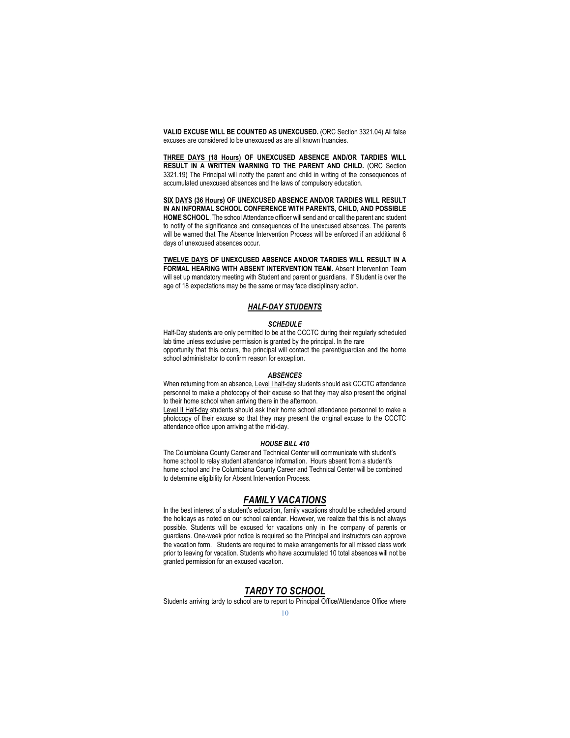**VALID EXCUSE WILL BE COUNTED AS UNEXCUSED.** (ORC Section 3321.04) All false excuses are considered to be unexcused as are all known truancies.

**THREE DAYS (18 Hours) OF UNEXCUSED ABSENCE AND/OR TARDIES WILL RESULT IN A WRITTEN WARNING TO THE PARENT AND CHILD.** (ORC Section 3321.19) The Principal will notify the parent and child in writing of the consequences of accumulated unexcused absences and the laws of compulsory education.

**SIX DAYS (36 Hours) OF UNEXCUSED ABSENCE AND/OR TARDIES WILL RESULT IN AN INFORMAL SCHOOL CONFERENCE WITH PARENTS, CHILD, AND POSSIBLE HOME SCHOOL**. The school Attendance officer will send and or call the parent and student to notify of the significance and consequences of the unexcused absences. The parents will be warned that The Absence Intervention Process will be enforced if an additional 6 days of unexcused absences occur.

**TWELVE DAYS OF UNEXCUSED ABSENCE AND/OR TARDIES WILL RESULT IN A FORMAL HEARING WITH ABSENT INTERVENTION TEAM.** Absent Intervention Team will set up mandatory meeting with Student and parent or guardians. If Student is over the age of 18 expectations may be the same or may face disciplinary action.

## *HALF-DAY STUDENTS*

### *SCHEDULE*

Half-Day students are only permitted to be at the CCCTC during their regularly scheduled lab time unless exclusive permission is granted by the principal. In the rare opportunity that this occurs, the principal will contact the parent/guardian and the home school administrator to confirm reason for exception.

### *ABSENCES*

When returning from an absence, Level I half-day students should ask CCCTC attendance personnel to make a photocopy of their excuse so that they may also present the original to their home school when arriving there in the afternoon.

Level II Half-day students should ask their home school attendance personnel to make a photocopy of their excuse so that they may present the original excuse to the CCCTC attendance office upon arriving at the mid-day.

### *HOUSE BILL 410*

The Columbiana County Career and Technical Center will communicate with student's home school to relay student attendance Information. Hours absent from a student's home school and the Columbiana County Career and Technical Center will be combined to determine eligibility for Absent Intervention Process.

## *FAMILY VACATIONS*

In the best interest of a student's education, family vacations should be scheduled around the holidays as noted on our school calendar. However, we realize that this is not always possible. Students will be excused for vacations only in the company of parents or guardians. One-week prior notice is required so the Principal and instructors can approve the vacation form. Students are required to make arrangements for all missed class work prior to leaving for vacation. Students who have accumulated 10 total absences will not be granted permission for an excused vacation.

## *TARDY TO SCHOOL*

Students arriving tardy to school are to report to Principal Office/Attendance Office where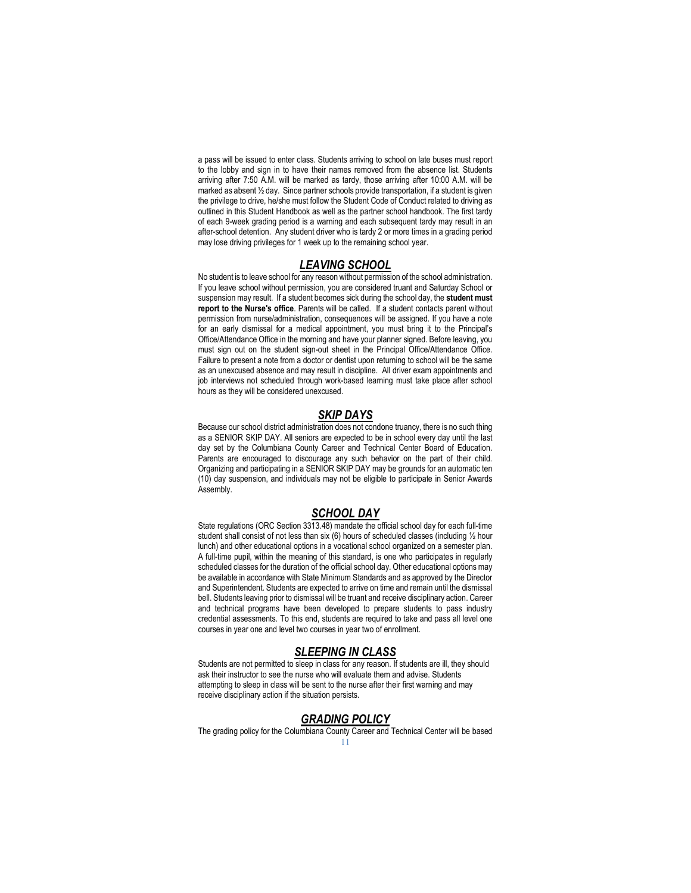a pass will be issued to enter class. Students arriving to school on late buses must report to the lobby and sign in to have their names removed from the absence list. Students arriving after 7:50 A.M. will be marked as tardy, those arriving after 10:00 A.M. will be marked as absent ½ day. Since partner schools provide transportation, if a student is given the privilege to drive, he/she must follow the Student Code of Conduct related to driving as outlined in this Student Handbook as well as the partner school handbook. The first tardy of each 9-week grading period is a warning and each subsequent tardy may result in an after-school detention. Any student driver who is tardy 2 or more times in a grading period may lose driving privileges for 1 week up to the remaining school year.

## ***LEAVING SCHOOL***

No student is to leave school for any reason without permission of the school administration. If you leave school without permission, you are considered truant and Saturday School or suspension may result. If a student becomes sick during the school day, the **student must report to the Nurse's office**. Parents will be called. If a student contacts parent without permission from nurse/administration, consequences will be assigned. If you have a note for an early dismissal for a medical appointment, you must bring it to the Principal's Office/Attendance Office in the morning and have your planner signed. Before leaving, you must sign out on the student sign-out sheet in the Principal Office/Attendance Office. Failure to present a note from a doctor or dentist upon returning to school will be the same as an unexcused absence and may result in discipline. All driver exam appointments and job interviews not scheduled through work-based learning must take place after school hours as they will be considered unexcused.

## ***SKIP DAYS***

Because our school district administration does not condone truancy, there is no such thing as a SENIOR SKIP DAY. All seniors are expected to be in school every day until the last day set by the Columbiana County Career and Technical Center Board of Education. Parents are encouraged to discourage any such behavior on the part of their child. Organizing and participating in a SENIOR SKIP DAY may be grounds for an automatic ten (10) day suspension, and individuals may not be eligible to participate in Senior Awards Assembly.

## ***SCHOOL DAY***

State regulations (ORC Section 3313.48) mandate the official school day for each full-time student shall consist of not less than six (6) hours of scheduled classes (including ½ hour lunch) and other educational options in a vocational school organized on a semester plan. A full-time pupil, within the meaning of this standard, is one who participates in regularly scheduled classes for the duration of the official school day. Other educational options may be available in accordance with State Minimum Standards and as approved by the Director and Superintendent. Students are expected to arrive on time and remain until the dismissal bell. Students leaving prior to dismissal will be truant and receive disciplinary action. Career and technical programs have been developed to prepare students to pass industry credential assessments. To this end, students are required to take and pass all level one courses in year one and level two courses in year two of enrollment.

## ***SLEEPING IN CLASS***

Students are not permitted to sleep in class for any reason. If students are ill, they should ask their instructor to see the nurse who will evaluate them and advise. Students attempting to sleep in class will be sent to the nurse after their first warning and may receive disciplinary action if the situation persists.

## ***GRADING POLICY***

The grading policy for the Columbiana County Career and Technical Center will be based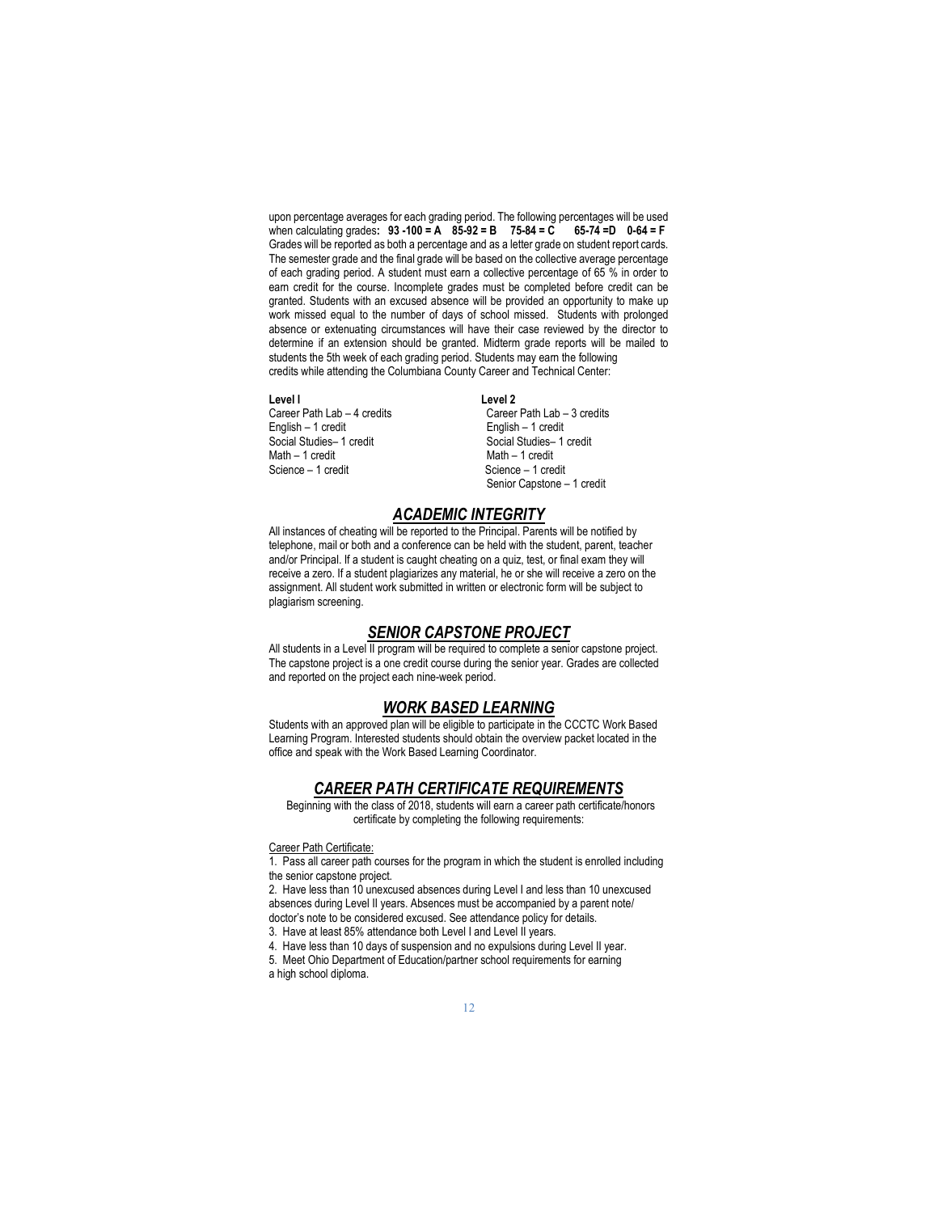upon percentage averages for each grading period. The following percentages will be used when calculating grades**: 93 -100 = A 85-92 = B 75-84 = C 65-74 =D 0-64 = F** Grades will be reported as both a percentage and as a letter grade on student report cards. The semester grade and the final grade will be based on the collective average percentage of each grading period. A student must earn a collective percentage of 65 % in order to earn credit for the course. Incomplete grades must be completed before credit can be granted. Students with an excused absence will be provided an opportunity to make up work missed equal to the number of days of school missed. Students with prolonged absence or extenuating circumstances will have their case reviewed by the director to determine if an extension should be granted. Midterm grade reports will be mailed to students the 5th week of each grading period. Students may earn the following credits while attending the Columbiana County Career and Technical Center:

**Level I**
Career Path Lab – 4 credits
English – 1 credit
Social Studies– 1 credit
Math – 1 credit
Science – 1 credit

**Level 2**
Career Path Lab – 3 credits
English – 1 credit
Social Studies– 1 credit
Math – 1 credit
Science – 1 credit
Senior Capstone – 1 credit

## ***ACADEMIC INTEGRITY***

All instances of cheating will be reported to the Principal. Parents will be notified by telephone, mail or both and a conference can be held with the student, parent, teacher and/or Principal. If a student is caught cheating on a quiz, test, or final exam they will receive a zero. If a student plagiarizes any material, he or she will receive a zero on the assignment. All student work submitted in written or electronic form will be subject to plagiarism screening.

## ***SENIOR CAPSTONE PROJECT***

All students in a Level II program will be required to complete a senior capstone project. The capstone project is a one credit course during the senior year. Grades are collected and reported on the project each nine-week period.

## ***WORK BASED LEARNING***

Students with an approved plan will be eligible to participate in the CCCTC Work Based Learning Program. Interested students should obtain the overview packet located in the office and speak with the Work Based Learning Coordinator.

## ***CAREER PATH CERTIFICATE REQUIREMENTS***

Beginning with the class of 2018, students will earn a career path certificate/honors certificate by completing the following requirements:

Career Path Certificate:

1. Pass all career path courses for the program in which the student is enrolled including the senior capstone project.
2. Have less than 10 unexcused absences during Level I and less than 10 unexcused absences during Level II years. Absences must be accompanied by a parent note/ doctor's note to be considered excused. See attendance policy for details.
3. Have at least 85% attendance both Level I and Level II years.
4. Have less than 10 days of suspension and no expulsions during Level II year.
5. Meet Ohio Department of Education/partner school requirements for earning a high school diploma.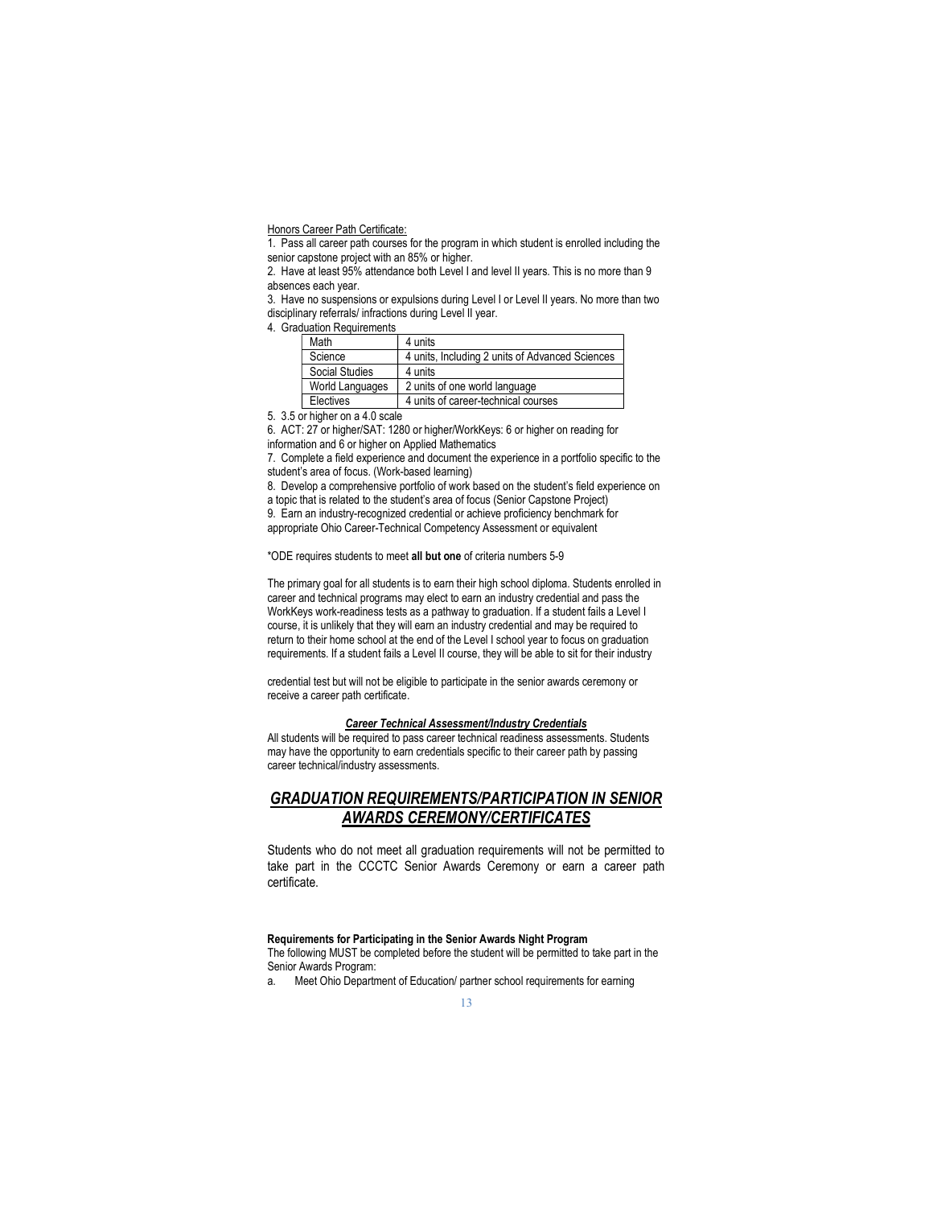Honors Career Path Certificate:

1. Pass all career path courses for the program in which student is enrolled including the senior capstone project with an 85% or higher.
2. Have at least 95% attendance both Level I and level II years. This is no more than 9 absences each year.
3. Have no suspensions or expulsions during Level I or Level II years. No more than two disciplinary referrals/ infractions during Level II year.
4. Graduation Requirements

| Math | 4 units |
|---|---|
| Science | 4 units, Including 2 units of Advanced Sciences |
| Social Studies | 4 units |
| World Languages | 2 units of one world language |
| Electives | 4 units of career-technical courses |

5. 3.5 or higher on a 4.0 scale
6. ACT: 27 or higher/SAT: 1280 or higher/WorkKeys: 6 or higher on reading for information and 6 or higher on Applied Mathematics
7. Complete a field experience and document the experience in a portfolio specific to the student's area of focus. (Work-based learning)
8. Develop a comprehensive portfolio of work based on the student's field experience on a topic that is related to the student's area of focus (Senior Capstone Project)
9. Earn an industry-recognized credential or achieve proficiency benchmark for appropriate Ohio Career-Technical Competency Assessment or equivalent

*ODE requires students to meet **all but one** of criteria numbers 5-9

The primary goal for all students is to earn their high school diploma. Students enrolled in career and technical programs may elect to earn an industry credential and pass the WorkKeys work-readiness tests as a pathway to graduation. If a student fails a Level I course, it is unlikely that they will earn an industry credential and may be required to return to their home school at the end of the Level I school year to focus on graduation requirements. If a student fails a Level II course, they will be able to sit for their industry credential test but will not be eligible to participate in the senior awards ceremony or receive a career path certificate.

### ***Career Technical Assessment/Industry Credentials***

All students will be required to pass career technical readiness assessments. Students may have the opportunity to earn credentials specific to their career path by passing career technical/industry assessments.

## ***GRADUATION REQUIREMENTS/PARTICIPATION IN SENIOR AWARDS CEREMONY/CERTIFICATES***

Students who do not meet all graduation requirements will not be permitted to take part in the CCCTC Senior Awards Ceremony or earn a career path certificate.

**Requirements for Participating in the Senior Awards Night Program**

The following MUST be completed before the student will be permitted to take part in the Senior Awards Program:

a. Meet Ohio Department of Education/ partner school requirements for earning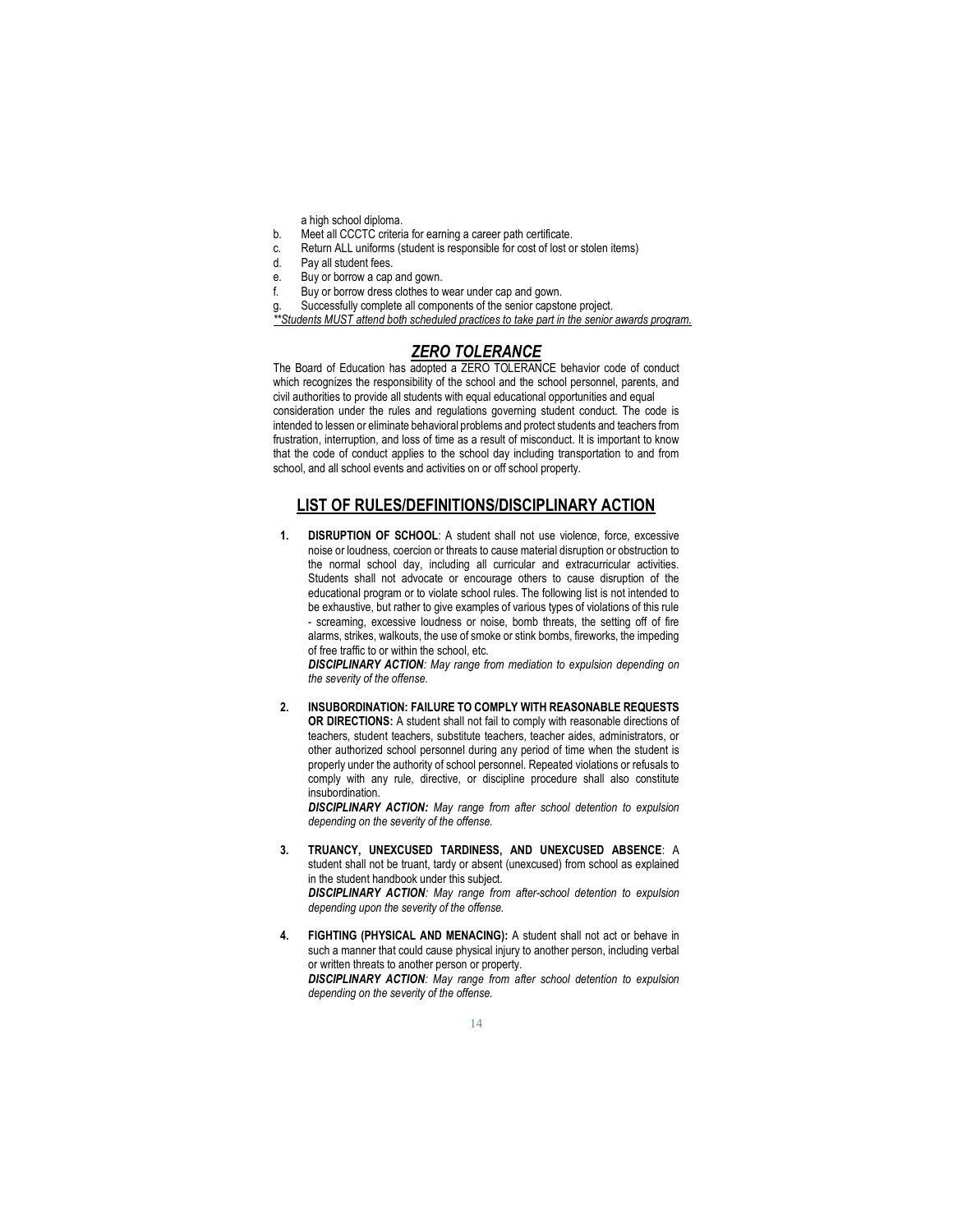a high school diploma.

b. Meet all CCCTC criteria for earning a career path certificate.

c. Return ALL uniforms (student is responsible for cost of lost or stolen items)

d. Pay all student fees.

e. Buy or borrow a cap and gown.

f. Buy or borrow dress clothes to wear under cap and gown.

g. Successfully complete all components of the senior capstone project.

***\*\*Students MUST attend both scheduled practices to take part in the senior awards program.***

## ***ZERO TOLERANCE***

The Board of Education has adopted a ZERO TOLERANCE behavior code of conduct which recognizes the responsibility of the school and the school personnel, parents, and civil authorities to provide all students with equal educational opportunities and equal consideration under the rules and regulations governing student conduct. The code is intended to lessen or eliminate behavioral problems and protect students and teachers from frustration, interruption, and loss of time as a result of misconduct. It is important to know that the code of conduct applies to the school day including transportation to and from school, and all school events and activities on or off school property.

## LIST OF RULES/DEFINITIONS/DISCIPLINARY ACTION

1. **DISRUPTION OF SCHOOL**: A student shall not use violence, force, excessive noise or loudness, coercion or threats to cause material disruption or obstruction to the normal school day, including all curricular and extracurricular activities. Students shall not advocate or encourage others to cause disruption of the educational program or to violate school rules. The following list is not intended to be exhaustive, but rather to give examples of various types of violations of this rule - screaming, excessive loudness or noise, bomb threats, the setting off of fire alarms, strikes, walkouts, the use of smoke or stink bombs, fireworks, the impeding of free traffic to or within the school, etc.
   ***DISCIPLINARY ACTION****: May range from mediation to expulsion depending on the severity of the offense.*

2. **INSUBORDINATION: FAILURE TO COMPLY WITH REASONABLE REQUESTS OR DIRECTIONS:** A student shall not fail to comply with reasonable directions of teachers, student teachers, substitute teachers, teacher aides, administrators, or other authorized school personnel during any period of time when the student is properly under the authority of school personnel. Repeated violations or refusals to comply with any rule, directive, or discipline procedure shall also constitute insubordination.
   ***DISCIPLINARY ACTION:*** *May range from after school detention to expulsion depending on the severity of the offense.*

3. **TRUANCY, UNEXCUSED TARDINESS, AND UNEXCUSED ABSENCE**: A student shall not be truant, tardy or absent (unexcused) from school as explained in the student handbook under this subject.
   ***DISCIPLINARY ACTION****: May range from after-school detention to expulsion depending upon the severity of the offense.*

4. **FIGHTING (PHYSICAL AND MENACING):** A student shall not act or behave in such a manner that could cause physical injury to another person, including verbal or written threats to another person or property.
   ***DISCIPLINARY ACTION****: May range from after school detention to expulsion depending on the severity of the offense.*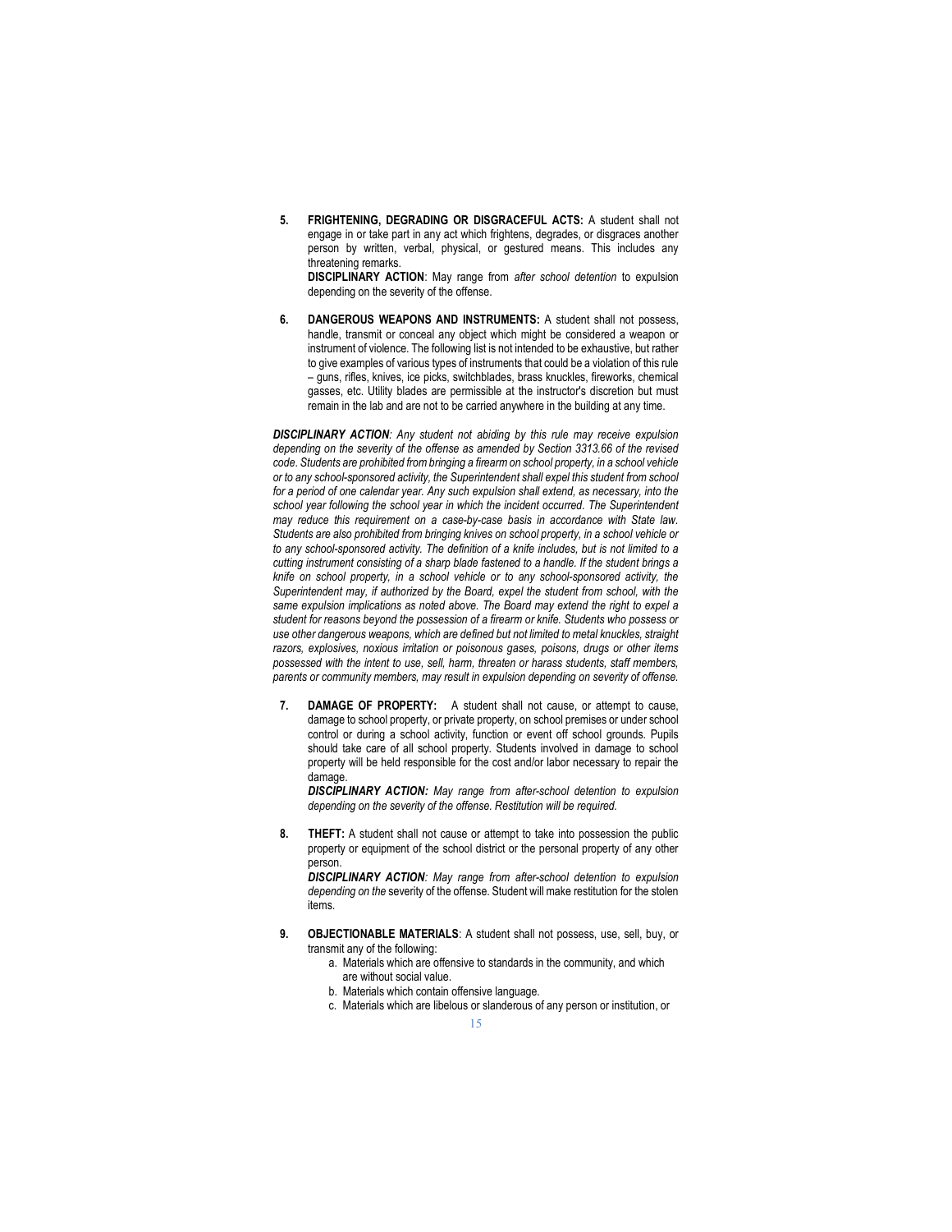5. **FRIGHTENING, DEGRADING OR DISGRACEFUL ACTS:** A student shall not engage in or take part in any act which frightens, degrades, or disgraces another person by written, verbal, physical, or gestured means. This includes any threatening remarks.
   **DISCIPLINARY ACTION**: May range from *after school detention* to expulsion depending on the severity of the offense.

6. **DANGEROUS WEAPONS AND INSTRUMENTS:** A student shall not possess, handle, transmit or conceal any object which might be considered a weapon or instrument of violence. The following list is not intended to be exhaustive, but rather to give examples of various types of instruments that could be a violation of this rule – guns, rifles, knives, ice picks, switchblades, brass knuckles, fireworks, chemical gasses, etc. Utility blades are permissible at the instructor's discretion but must remain in the lab and are not to be carried anywhere in the building at any time.

***DISCIPLINARY ACTION****: Any student not abiding by this rule may receive expulsion depending on the severity of the offense as amended by Section 3313.66 of the revised code. Students are prohibited from bringing a firearm on school property, in a school vehicle or to any school-sponsored activity, the Superintendent shall expel this student from school for a period of one calendar year. Any such expulsion shall extend, as necessary, into the school year following the school year in which the incident occurred. The Superintendent may reduce this requirement on a case-by-case basis in accordance with State law. Students are also prohibited from bringing knives on school property, in a school vehicle or to any school-sponsored activity. The definition of a knife includes, but is not limited to a cutting instrument consisting of a sharp blade fastened to a handle. If the student brings a knife on school property, in a school vehicle or to any school-sponsored activity, the Superintendent may, if authorized by the Board, expel the student from school, with the same expulsion implications as noted above. The Board may extend the right to expel a student for reasons beyond the possession of a firearm or knife. Students who possess or use other dangerous weapons, which are defined but not limited to metal knuckles, straight razors, explosives, noxious irritation or poisonous gases, poisons, drugs or other items possessed with the intent to use, sell, harm, threaten or harass students, staff members, parents or community members, may result in expulsion depending on severity of offense.*

7. **DAMAGE OF PROPERTY:** A student shall not cause, or attempt to cause, damage to school property, or private property, on school premises or under school control or during a school activity, function or event off school grounds. Pupils should take care of all school property. Students involved in damage to school property will be held responsible for the cost and/or labor necessary to repair the damage.
   ***DISCIPLINARY ACTION:*** *May range from after-school detention to expulsion depending on the severity of the offense. Restitution will be required.*

8. **THEFT:** A student shall not cause or attempt to take into possession the public property or equipment of the school district or the personal property of any other person.
   ***DISCIPLINARY ACTION****: May range from after-school detention to expulsion depending on the* severity of the offense. Student will make restitution for the stolen items.

9. **OBJECTIONABLE MATERIALS**: A student shall not possess, use, sell, buy, or transmit any of the following:
   a. Materials which are offensive to standards in the community, and which are without social value.
   b. Materials which contain offensive language.
   c. Materials which are libelous or slanderous of any person or institution, or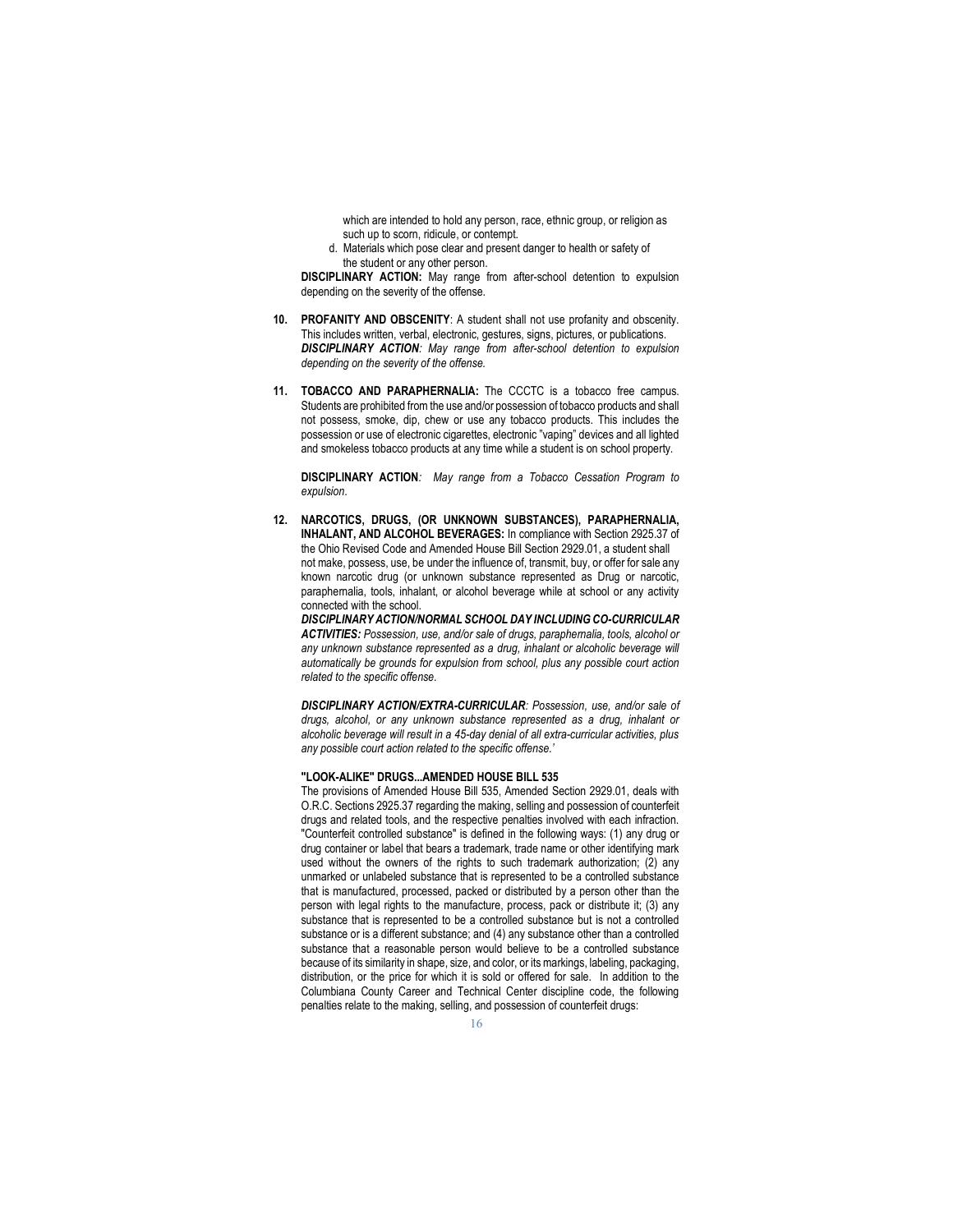which are intended to hold any person, race, ethnic group, or religion as such up to scorn, ridicule, or contempt.

d. Materials which pose clear and present danger to health or safety of the student or any other person.

**DISCIPLINARY ACTION:** May range from after-school detention to expulsion depending on the severity of the offense.

10. **PROFANITY AND OBSCENITY**: A student shall not use profanity and obscenity. This includes written, verbal, electronic, gestures, signs, pictures, or publications.
***DISCIPLINARY ACTION****: May range from after-school detention to expulsion depending on the severity of the offense.*

11. **TOBACCO AND PARAPHERNALIA:** The CCCTC is a tobacco free campus. Students are prohibited from the use and/or possession of tobacco products and shall not possess, smoke, dip, chew or use any tobacco products. This includes the possession or use of electronic cigarettes, electronic "vaping" devices and all lighted and smokeless tobacco products at any time while a student is on school property.

    **DISCIPLINARY ACTION***: May range from a Tobacco Cessation Program to expulsion.*

12. **NARCOTICS, DRUGS, (OR UNKNOWN SUBSTANCES), PARAPHERNALIA, INHALANT, AND ALCOHOL BEVERAGES:** In compliance with Section 2925.37 of the Ohio Revised Code and Amended House Bill Section 2929.01, a student shall not make, possess, use, be under the influence of, transmit, buy, or offer for sale any known narcotic drug (or unknown substance represented as Drug or narcotic, paraphernalia, tools, inhalant, or alcohol beverage while at school or any activity connected with the school.
***DISCIPLINARY ACTION/NORMAL SCHOOL DAY INCLUDING CO-CURRICULAR ACTIVITIES:*** *Possession, use, and/or sale of drugs, paraphernalia, tools, alcohol or any unknown substance represented as a drug, inhalant or alcoholic beverage will automatically be grounds for expulsion from school, plus any possible court action related to the specific offense.*

    ***DISCIPLINARY ACTION/EXTRA-CURRICULAR****: Possession, use, and/or sale of drugs, alcohol, or any unknown substance represented as a drug, inhalant or alcoholic beverage will result in a 45-day denial of all extra-curricular activities, plus any possible court action related to the specific offense.'*

    **"LOOK-ALIKE" DRUGS...AMENDED HOUSE BILL 535**
    The provisions of Amended House Bill 535, Amended Section 2929.01, deals with O.R.C. Sections 2925.37 regarding the making, selling and possession of counterfeit drugs and related tools, and the respective penalties involved with each infraction. "Counterfeit controlled substance" is defined in the following ways: (1) any drug or drug container or label that bears a trademark, trade name or other identifying mark used without the owners of the rights to such trademark authorization; (2) any unmarked or unlabeled substance that is represented to be a controlled substance that is manufactured, processed, packed or distributed by a person other than the person with legal rights to the manufacture, process, pack or distribute it; (3) any substance that is represented to be a controlled substance but is not a controlled substance or is a different substance; and (4) any substance other than a controlled substance that a reasonable person would believe to be a controlled substance because of its similarity in shape, size, and color, or its markings, labeling, packaging, distribution, or the price for which it is sold or offered for sale. In addition to the Columbiana County Career and Technical Center discipline code, the following penalties relate to the making, selling, and possession of counterfeit drugs: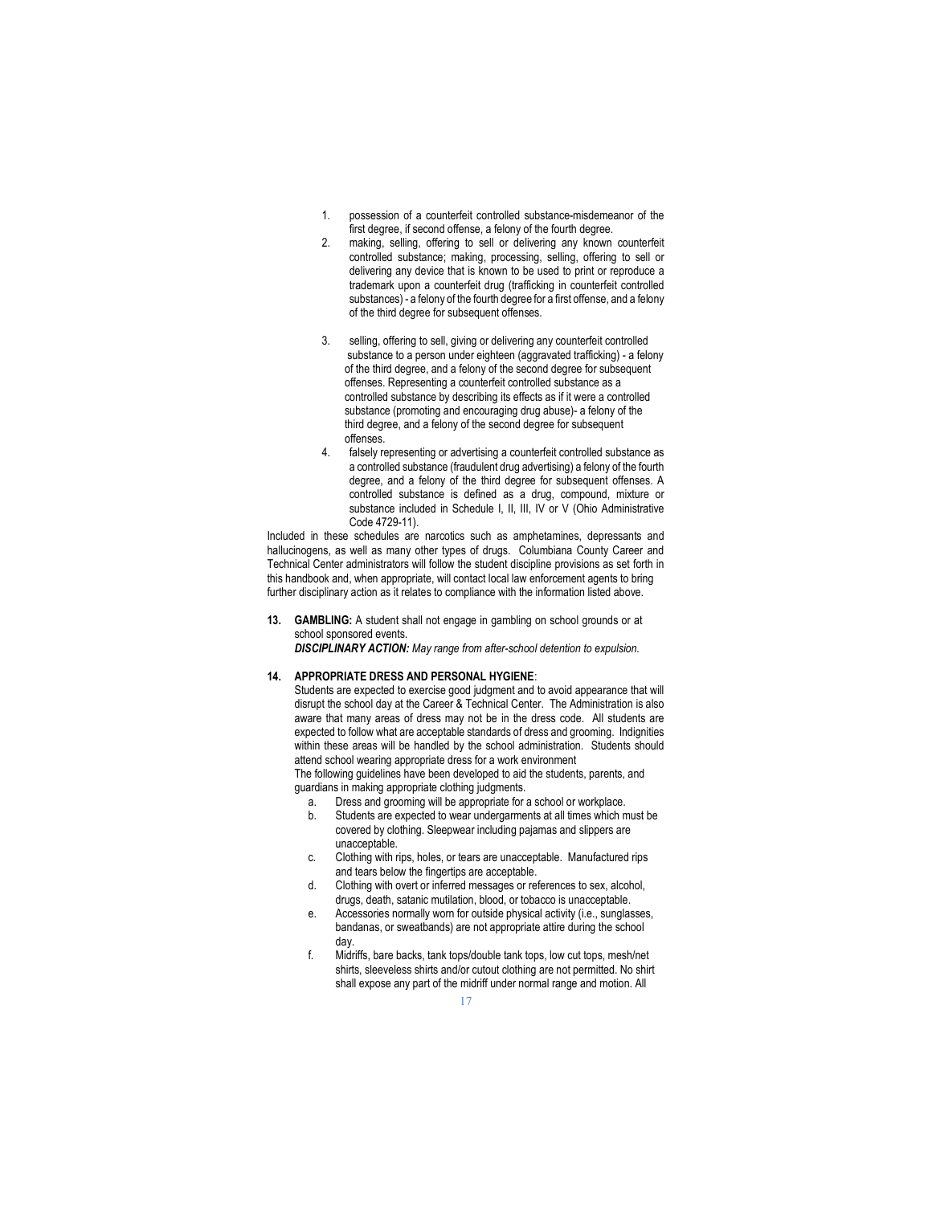1. possession of a counterfeit controlled substance-misdemeanor of the first degree, if second offense, a felony of the fourth degree.
2. making, selling, offering to sell or delivering any known counterfeit controlled substance; making, processing, selling, offering to sell or delivering any device that is known to be used to print or reproduce a trademark upon a counterfeit drug (trafficking in counterfeit controlled substances) - a felony of the fourth degree for a first offense, and a felony of the third degree for subsequent offenses.
3. selling, offering to sell, giving or delivering any counterfeit controlled substance to a person under eighteen (aggravated trafficking) - a felony of the third degree, and a felony of the second degree for subsequent offenses. Representing a counterfeit controlled substance as a controlled substance by describing its effects as if it were a controlled substance (promoting and encouraging drug abuse)- a felony of the third degree, and a felony of the second degree for subsequent offenses.
4. falsely representing or advertising a counterfeit controlled substance as a controlled substance (fraudulent drug advertising) a felony of the fourth degree, and a felony of the third degree for subsequent offenses. A controlled substance is defined as a drug, compound, mixture or substance included in Schedule I, II, III, IV or V (Ohio Administrative Code 4729-11).

Included in these schedules are narcotics such as amphetamines, depressants and hallucinogens, as well as many other types of drugs. Columbiana County Career and Technical Center administrators will follow the student discipline provisions as set forth in this handbook and, when appropriate, will contact local law enforcement agents to bring further disciplinary action as it relates to compliance with the information listed above.

**13. GAMBLING:** A student shall not engage in gambling on school grounds or at school sponsored events.
***DISCIPLINARY ACTION:*** *May range from after-school detention to expulsion.*

**14. APPROPRIATE DRESS AND PERSONAL HYGIENE**:
Students are expected to exercise good judgment and to avoid appearance that will disrupt the school day at the Career & Technical Center. The Administration is also aware that many areas of dress may not be in the dress code. All students are expected to follow what are acceptable standards of dress and grooming. Indignities within these areas will be handled by the school administration. Students should attend school wearing appropriate dress for a work environment
The following guidelines have been developed to aid the students, parents, and guardians in making appropriate clothing judgments.

a. Dress and grooming will be appropriate for a school or workplace.
b. Students are expected to wear undergarments at all times which must be covered by clothing. Sleepwear including pajamas and slippers are unacceptable.
c. Clothing with rips, holes, or tears are unacceptable. Manufactured rips and tears below the fingertips are acceptable.
d. Clothing with overt or inferred messages or references to sex, alcohol, drugs, death, satanic mutilation, blood, or tobacco is unacceptable.
e. Accessories normally worn for outside physical activity (i.e., sunglasses, bandanas, or sweatbands) are not appropriate attire during the school day.
f. Midriffs, bare backs, tank tops/double tank tops, low cut tops, mesh/net shirts, sleeveless shirts and/or cutout clothing are not permitted. No shirt shall expose any part of the midriff under normal range and motion. All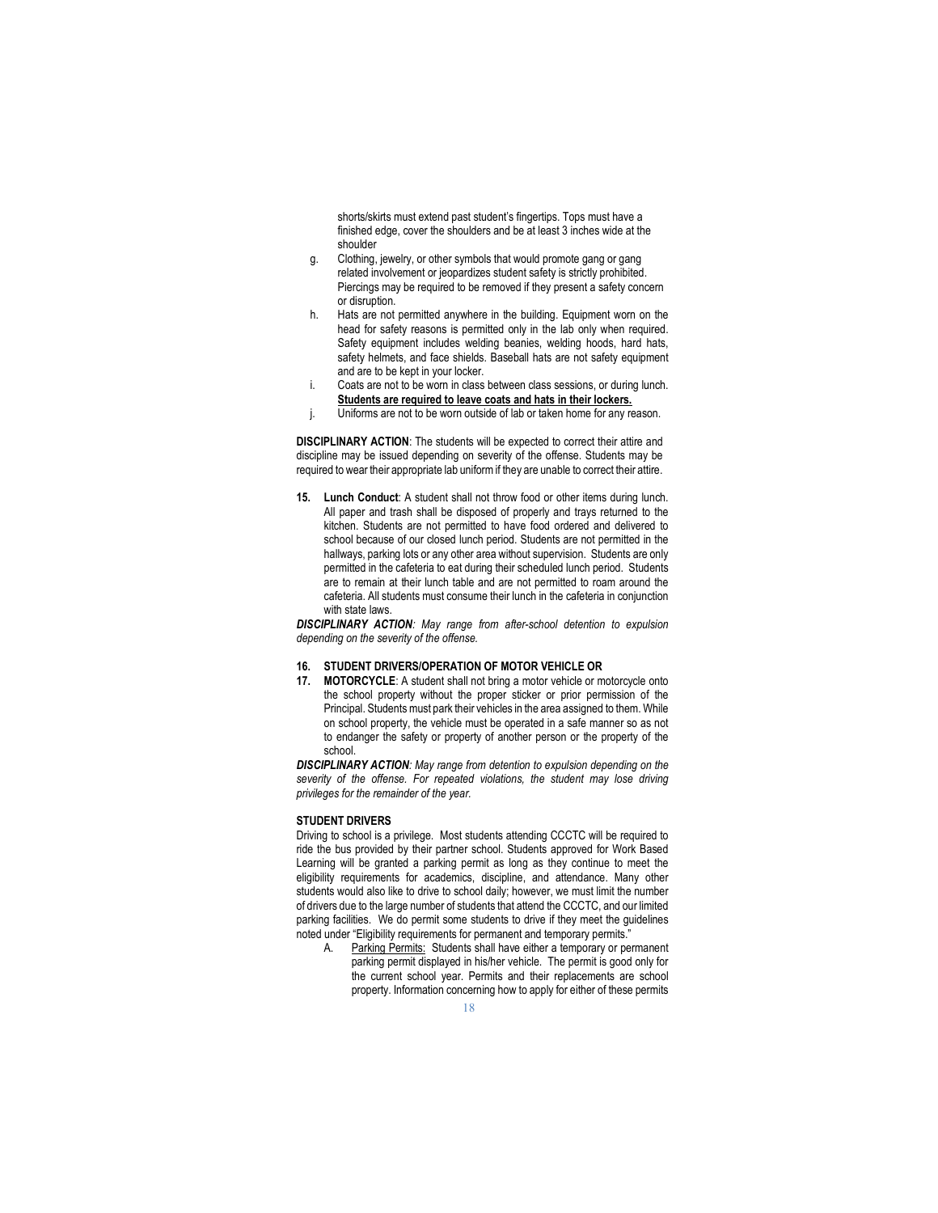shorts/skirts must extend past student's fingertips. Tops must have a finished edge, cover the shoulders and be at least 3 inches wide at the shoulder

g. Clothing, jewelry, or other symbols that would promote gang or gang related involvement or jeopardizes student safety is strictly prohibited. Piercings may be required to be removed if they present a safety concern or disruption.
h. Hats are not permitted anywhere in the building. Equipment worn on the head for safety reasons is permitted only in the lab only when required. Safety equipment includes welding beanies, welding hoods, hard hats, safety helmets, and face shields. Baseball hats are not safety equipment and are to be kept in your locker.
i. Coats are not to be worn in class between class sessions, or during lunch. **<u>Students are required to leave coats and hats in their lockers.</u>**
j. Uniforms are not to be worn outside of lab or taken home for any reason.

**DISCIPLINARY ACTION**: The students will be expected to correct their attire and discipline may be issued depending on severity of the offense. Students may be required to wear their appropriate lab uniform if they are unable to correct their attire.

**15. Lunch Conduct**: A student shall not throw food or other items during lunch. All paper and trash shall be disposed of properly and trays returned to the kitchen. Students are not permitted to have food ordered and delivered to school because of our closed lunch period. Students are not permitted in the hallways, parking lots or any other area without supervision. Students are only permitted in the cafeteria to eat during their scheduled lunch period. Students are to remain at their lunch table and are not permitted to roam around the cafeteria. All students must consume their lunch in the cafeteria in conjunction with state laws.

***DISCIPLINARY ACTION****: May range from after-school detention to expulsion depending on the severity of the offense.*

**16. STUDENT DRIVERS/OPERATION OF MOTOR VEHICLE OR**
**17. MOTORCYCLE**: A student shall not bring a motor vehicle or motorcycle onto the school property without the proper sticker or prior permission of the Principal. Students must park their vehicles in the area assigned to them. While on school property, the vehicle must be operated in a safe manner so as not to endanger the safety or property of another person or the property of the school.

***DISCIPLINARY ACTION****: May range from detention to expulsion depending on the severity of the offense. For repeated violations, the student may lose driving privileges for the remainder of the year.*

**STUDENT DRIVERS**

Driving to school is a privilege. Most students attending CCCTC will be required to ride the bus provided by their partner school. Students approved for Work Based Learning will be granted a parking permit as long as they continue to meet the eligibility requirements for academics, discipline, and attendance. Many other students would also like to drive to school daily; however, we must limit the number of drivers due to the large number of students that attend the CCCTC, and our limited parking facilities. We do permit some students to drive if they meet the guidelines noted under "Eligibility requirements for permanent and temporary permits."

A. <u>Parking Permits:</u> Students shall have either a temporary or permanent parking permit displayed in his/her vehicle. The permit is good only for the current school year. Permits and their replacements are school property. Information concerning how to apply for either of these permits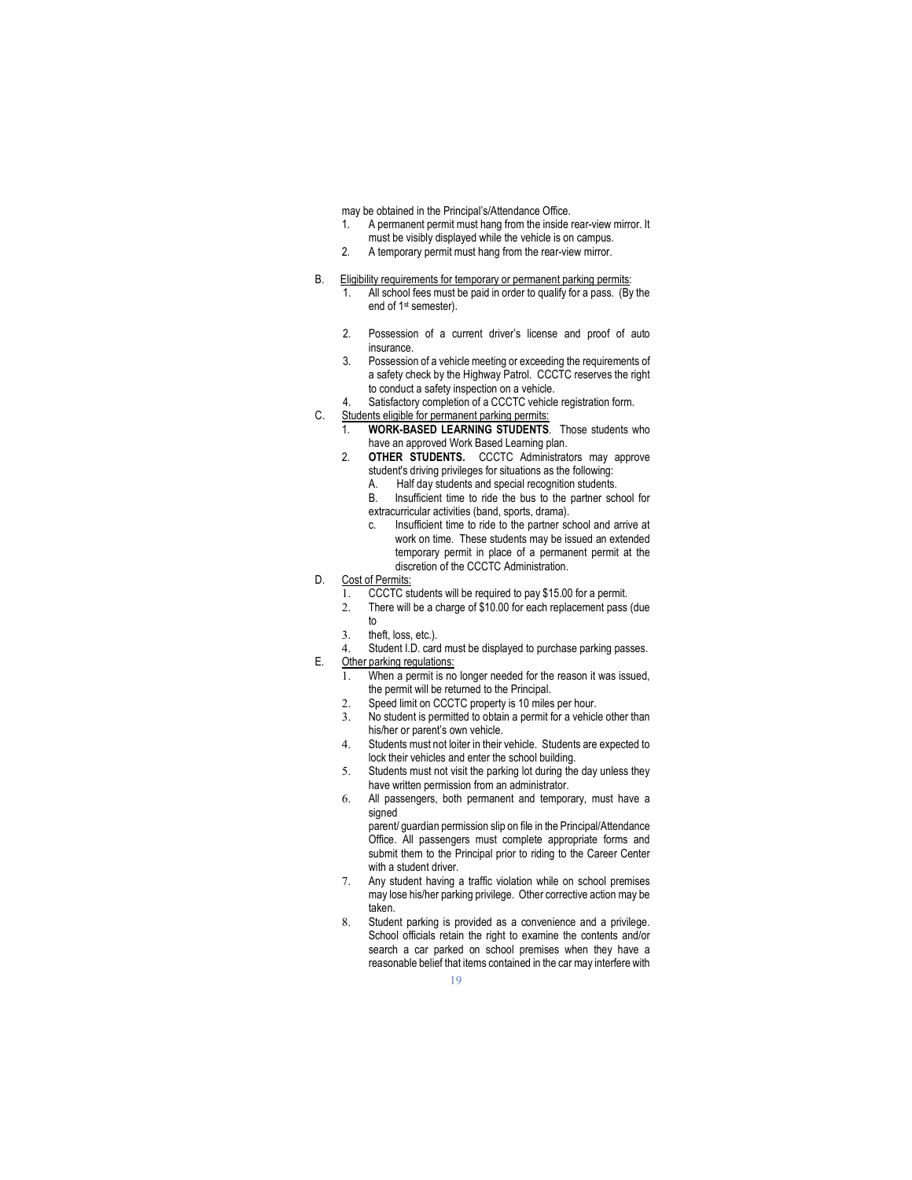may be obtained in the Principal's/Attendance Office.

1. A permanent permit must hang from the inside rear-view mirror. It must be visibly displayed while the vehicle is on campus.
2. A temporary permit must hang from the rear-view mirror.

B. Eligibility requirements for temporary or permanent parking permits:

1. All school fees must be paid in order to qualify for a pass. (By the end of 1st semester).
2. Possession of a current driver's license and proof of auto insurance.
3. Possession of a vehicle meeting or exceeding the requirements of a safety check by the Highway Patrol. CCCTC reserves the right to conduct a safety inspection on a vehicle.
4. Satisfactory completion of a CCCTC vehicle registration form.

C. Students eligible for permanent parking permits:

1. **WORK-BASED LEARNING STUDENTS**. Those students who have an approved Work Based Learning plan.
2. **OTHER STUDENTS.** CCCTC Administrators may approve student's driving privileges for situations as the following:
   A. Half day students and special recognition students.
   B. Insufficient time to ride the bus to the partner school for extracurricular activities (band, sports, drama).
   c. Insufficient time to ride to the partner school and arrive at work on time. These students may be issued an extended temporary permit in place of a permanent permit at the discretion of the CCCTC Administration.

D. Cost of Permits:

1. CCCTC students will be required to pay $15.00 for a permit.
2. There will be a charge of $10.00 for each replacement pass (due to
3. theft, loss, etc.).
4. Student I.D. card must be displayed to purchase parking passes.

E. Other parking regulations:

1. When a permit is no longer needed for the reason it was issued, the permit will be returned to the Principal.
2. Speed limit on CCCTC property is 10 miles per hour.
3. No student is permitted to obtain a permit for a vehicle other than his/her or parent's own vehicle.
4. Students must not loiter in their vehicle. Students are expected to lock their vehicles and enter the school building.
5. Students must not visit the parking lot during the day unless they have written permission from an administrator.
6. All passengers, both permanent and temporary, must have a signed parent/ guardian permission slip on file in the Principal/Attendance Office. All passengers must complete appropriate forms and submit them to the Principal prior to riding to the Career Center with a student driver.
7. Any student having a traffic violation while on school premises may lose his/her parking privilege. Other corrective action may be taken.
8. Student parking is provided as a convenience and a privilege. School officials retain the right to examine the contents and/or search a car parked on school premises when they have a reasonable belief that items contained in the car may interfere with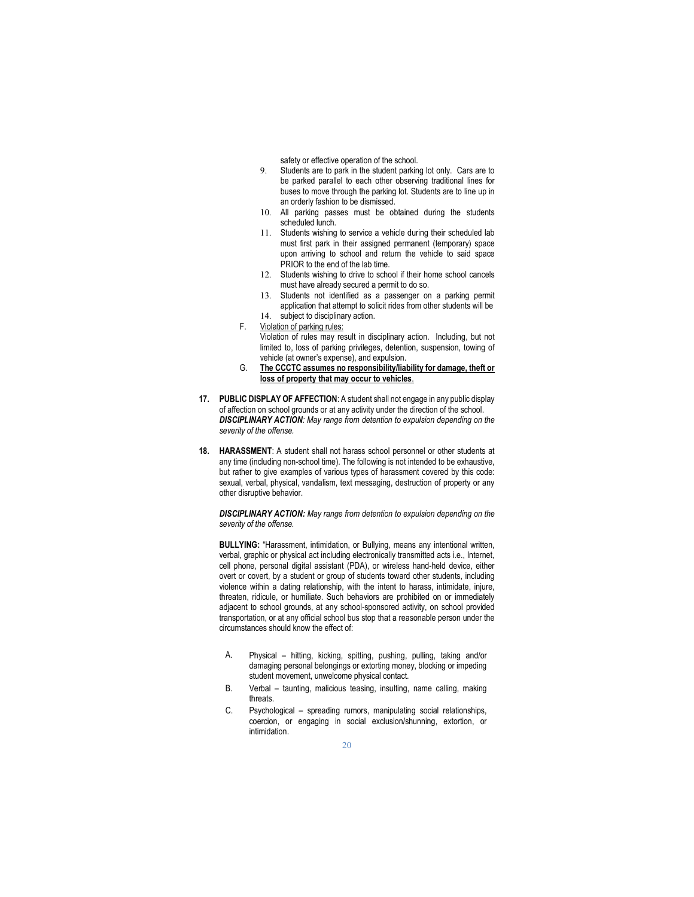safety or effective operation of the school.

9. Students are to park in the student parking lot only. Cars are to be parked parallel to each other observing traditional lines for buses to move through the parking lot. Students are to line up in an orderly fashion to be dismissed.
10. All parking passes must be obtained during the students scheduled lunch.
11. Students wishing to service a vehicle during their scheduled lab must first park in their assigned permanent (temporary) space upon arriving to school and return the vehicle to said space PRIOR to the end of the lab time.
12. Students wishing to drive to school if their home school cancels must have already secured a permit to do so.
13. Students not identified as a passenger on a parking permit application that attempt to solicit rides from other students will be
14. subject to disciplinary action.

F. Violation of parking rules:
Violation of rules may result in disciplinary action. Including, but not limited to, loss of parking privileges, detention, suspension, towing of vehicle (at owner's expense), and expulsion.

G. **The CCCTC assumes no responsibility/liability for damage, theft or loss of property that may occur to vehicles**.

**17. PUBLIC DISPLAY OF AFFECTION**: A student shall not engage in any public display of affection on school grounds or at any activity under the direction of the school.
***DISCIPLINARY ACTION****: May range from detention to expulsion depending on the severity of the offense.*

**18. HARASSMENT**: A student shall not harass school personnel or other students at any time (including non-school time). The following is not intended to be exhaustive, but rather to give examples of various types of harassment covered by this code: sexual, verbal, physical, vandalism, text messaging, destruction of property or any other disruptive behavior.

***DISCIPLINARY ACTION:*** *May range from detention to expulsion depending on the severity of the offense.*

**BULLYING:** "Harassment, intimidation, or Bullying, means any intentional written, verbal, graphic or physical act including electronically transmitted acts i.e., Internet, cell phone, personal digital assistant (PDA), or wireless hand-held device, either overt or covert, by a student or group of students toward other students, including violence within a dating relationship, with the intent to harass, intimidate, injure, threaten, ridicule, or humiliate. Such behaviors are prohibited on or immediately adjacent to school grounds, at any school-sponsored activity, on school provided transportation, or at any official school bus stop that a reasonable person under the circumstances should know the effect of:

A. Physical – hitting, kicking, spitting, pushing, pulling, taking and/or damaging personal belongings or extorting money, blocking or impeding student movement, unwelcome physical contact.
B. Verbal – taunting, malicious teasing, insulting, name calling, making threats.
C. Psychological – spreading rumors, manipulating social relationships, coercion, or engaging in social exclusion/shunning, extortion, or intimidation.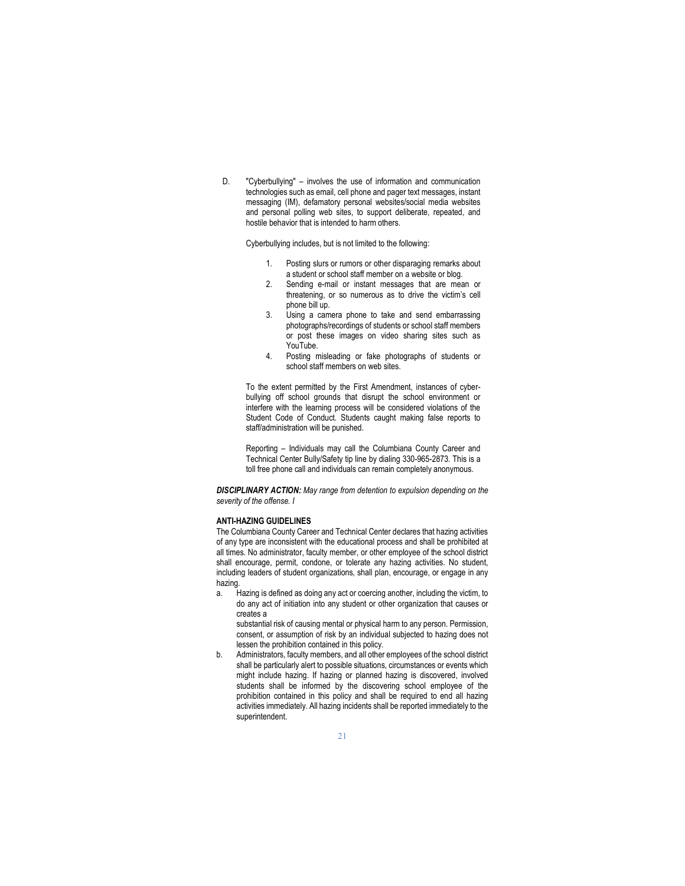D. "Cyberbullying" – involves the use of information and communication technologies such as email, cell phone and pager text messages, instant messaging (IM), defamatory personal websites/social media websites and personal polling web sites, to support deliberate, repeated, and hostile behavior that is intended to harm others.

   Cyberbullying includes, but is not limited to the following:

   1. Posting slurs or rumors or other disparaging remarks about a student or school staff member on a website or blog.
   2. Sending e-mail or instant messages that are mean or threatening, or so numerous as to drive the victim's cell phone bill up.
   3. Using a camera phone to take and send embarrassing photographs/recordings of students or school staff members or post these images on video sharing sites such as YouTube.
   4. Posting misleading or fake photographs of students or school staff members on web sites.

   To the extent permitted by the First Amendment, instances of cyber-bullying off school grounds that disrupt the school environment or interfere with the learning process will be considered violations of the Student Code of Conduct. Students caught making false reports to staff/administration will be punished.

   Reporting – Individuals may call the Columbiana County Career and Technical Center Bully/Safety tip line by dialing 330-965-2873. This is a toll free phone call and individuals can remain completely anonymous.

***DISCIPLINARY ACTION:*** *May range from detention to expulsion depending on the severity of the offense. I*

**ANTI-HAZING GUIDELINES**

The Columbiana County Career and Technical Center declares that hazing activities of any type are inconsistent with the educational process and shall be prohibited at all times. No administrator, faculty member, or other employee of the school district shall encourage, permit, condone, or tolerate any hazing activities. No student, including leaders of student organizations, shall plan, encourage, or engage in any hazing.

a. Hazing is defined as doing any act or coercing another, including the victim, to do any act of initiation into any student or other organization that causes or creates a substantial risk of causing mental or physical harm to any person. Permission, consent, or assumption of risk by an individual subjected to hazing does not lessen the prohibition contained in this policy.
b. Administrators, faculty members, and all other employees of the school district shall be particularly alert to possible situations, circumstances or events which might include hazing. If hazing or planned hazing is discovered, involved students shall be informed by the discovering school employee of the prohibition contained in this policy and shall be required to end all hazing activities immediately. All hazing incidents shall be reported immediately to the superintendent.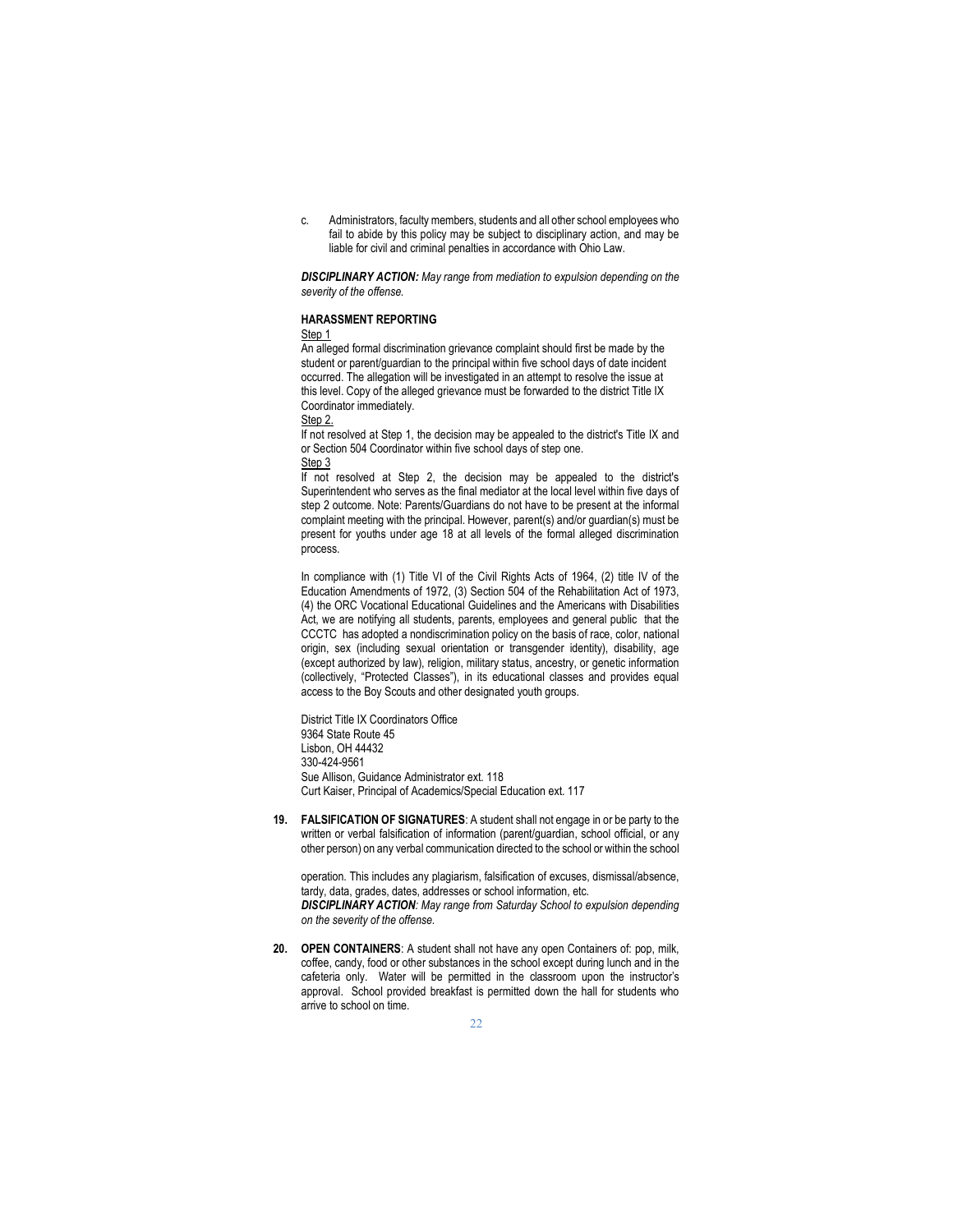c. Administrators, faculty members, students and all other school employees who fail to abide by this policy may be subject to disciplinary action, and may be liable for civil and criminal penalties in accordance with Ohio Law.

***DISCIPLINARY ACTION:*** *May range from mediation to expulsion depending on the severity of the offense.*

**HARASSMENT REPORTING**

Step 1

An alleged formal discrimination grievance complaint should first be made by the student or parent/guardian to the principal within five school days of date incident occurred. The allegation will be investigated in an attempt to resolve the issue at this level. Copy of the alleged grievance must be forwarded to the district Title IX Coordinator immediately.

Step 2.

If not resolved at Step 1, the decision may be appealed to the district's Title IX and or Section 504 Coordinator within five school days of step one.

Step 3

If not resolved at Step 2, the decision may be appealed to the district's Superintendent who serves as the final mediator at the local level within five days of step 2 outcome. Note: Parents/Guardians do not have to be present at the informal complaint meeting with the principal. However, parent(s) and/or guardian(s) must be present for youths under age 18 at all levels of the formal alleged discrimination process.

In compliance with (1) Title VI of the Civil Rights Acts of 1964, (2) title IV of the Education Amendments of 1972, (3) Section 504 of the Rehabilitation Act of 1973, (4) the ORC Vocational Educational Guidelines and the Americans with Disabilities Act, we are notifying all students, parents, employees and general public that the CCCTC has adopted a nondiscrimination policy on the basis of race, color, national origin, sex (including sexual orientation or transgender identity), disability, age (except authorized by law), religion, military status, ancestry, or genetic information (collectively, "Protected Classes"), in its educational classes and provides equal access to the Boy Scouts and other designated youth groups.

District Title IX Coordinators Office
9364 State Route 45
Lisbon, OH 44432
330-424-9561
Sue Allison, Guidance Administrator ext. 118
Curt Kaiser, Principal of Academics/Special Education ext. 117

**19. FALSIFICATION OF SIGNATURES**: A student shall not engage in or be party to the written or verbal falsification of information (parent/guardian, school official, or any other person) on any verbal communication directed to the school or within the school operation. This includes any plagiarism, falsification of excuses, dismissal/absence, tardy, data, grades, dates, addresses or school information, etc.
***DISCIPLINARY ACTION****: May range from Saturday School to expulsion depending on the severity of the offense.*

**20. OPEN CONTAINERS**: A student shall not have any open Containers of: pop, milk, coffee, candy, food or other substances in the school except during lunch and in the cafeteria only. Water will be permitted in the classroom upon the instructor's approval. School provided breakfast is permitted down the hall for students who arrive to school on time.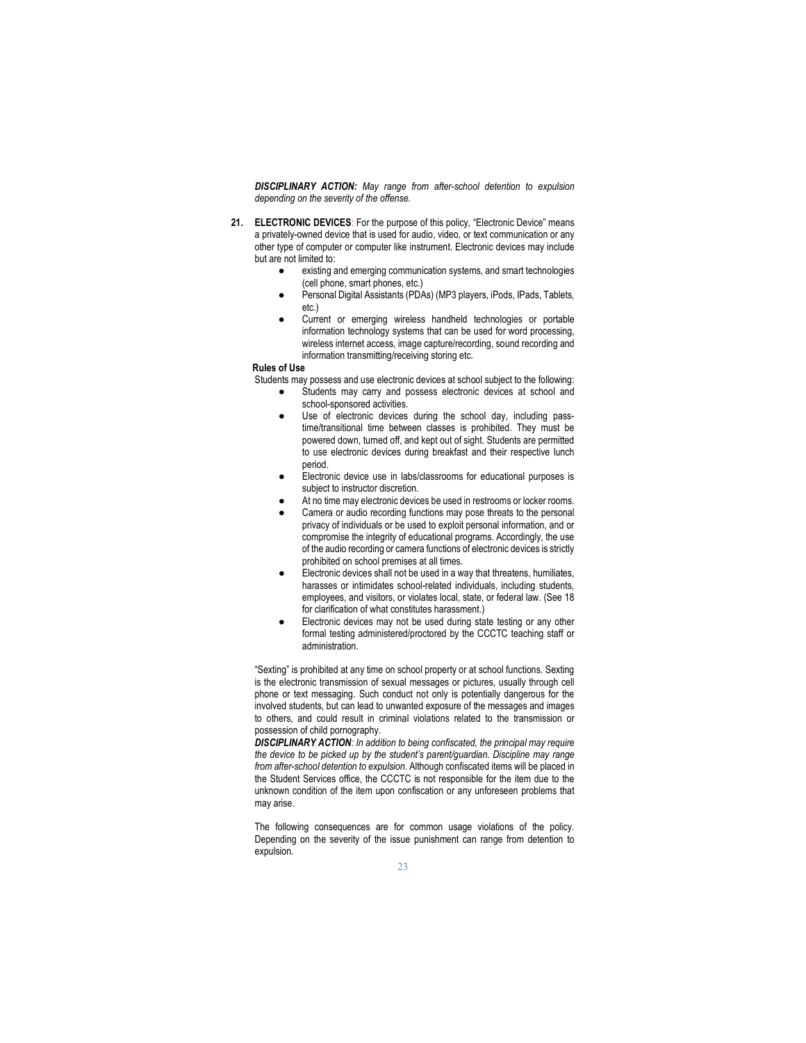***DISCIPLINARY ACTION:*** *May range from after-school detention to expulsion depending on the severity of the offense.*

**21. ELECTRONIC DEVICES**: For the purpose of this policy, "Electronic Device" means a privately-owned device that is used for audio, video, or text communication or any other type of computer or computer like instrument. Electronic devices may include but are not limited to:

- existing and emerging communication systems, and smart technologies (cell phone, smart phones, etc.)
- Personal Digital Assistants (PDAs) (MP3 players, iPods, IPads, Tablets, etc.)
- Current or emerging wireless handheld technologies or portable information technology systems that can be used for word processing, wireless internet access, image capture/recording, sound recording and information transmitting/receiving storing etc.

**Rules of Use**

Students may possess and use electronic devices at school subject to the following:

- Students may carry and possess electronic devices at school and school-sponsored activities.
- Use of electronic devices during the school day, including pass-time/transitional time between classes is prohibited. They must be powered down, turned off, and kept out of sight. Students are permitted to use electronic devices during breakfast and their respective lunch period.
- Electronic device use in labs/classrooms for educational purposes is subject to instructor discretion.
- At no time may electronic devices be used in restrooms or locker rooms.
- Camera or audio recording functions may pose threats to the personal privacy of individuals or be used to exploit personal information, and or compromise the integrity of educational programs. Accordingly, the use of the audio recording or camera functions of electronic devices is strictly prohibited on school premises at all times.
- Electronic devices shall not be used in a way that threatens, humiliates, harasses or intimidates school-related individuals, including students, employees, and visitors, or violates local, state, or federal law. (See 18 for clarification of what constitutes harassment.)
- Electronic devices may not be used during state testing or any other formal testing administered/proctored by the CCCTC teaching staff or administration.

"Sexting" is prohibited at any time on school property or at school functions. Sexting is the electronic transmission of sexual messages or pictures, usually through cell phone or text messaging. Such conduct not only is potentially dangerous for the involved students, but can lead to unwanted exposure of the messages and images to others, and could result in criminal violations related to the transmission or possession of child pornography.

***DISCIPLINARY ACTION****: In addition to being confiscated, the principal may require the device to be picked up by the student's parent/guardian. Discipline may range from after-school detention to expulsion*. Although confiscated items will be placed in the Student Services office, the CCCTC is not responsible for the item due to the unknown condition of the item upon confiscation or any unforeseen problems that may arise.

The following consequences are for common usage violations of the policy. Depending on the severity of the issue punishment can range from detention to expulsion.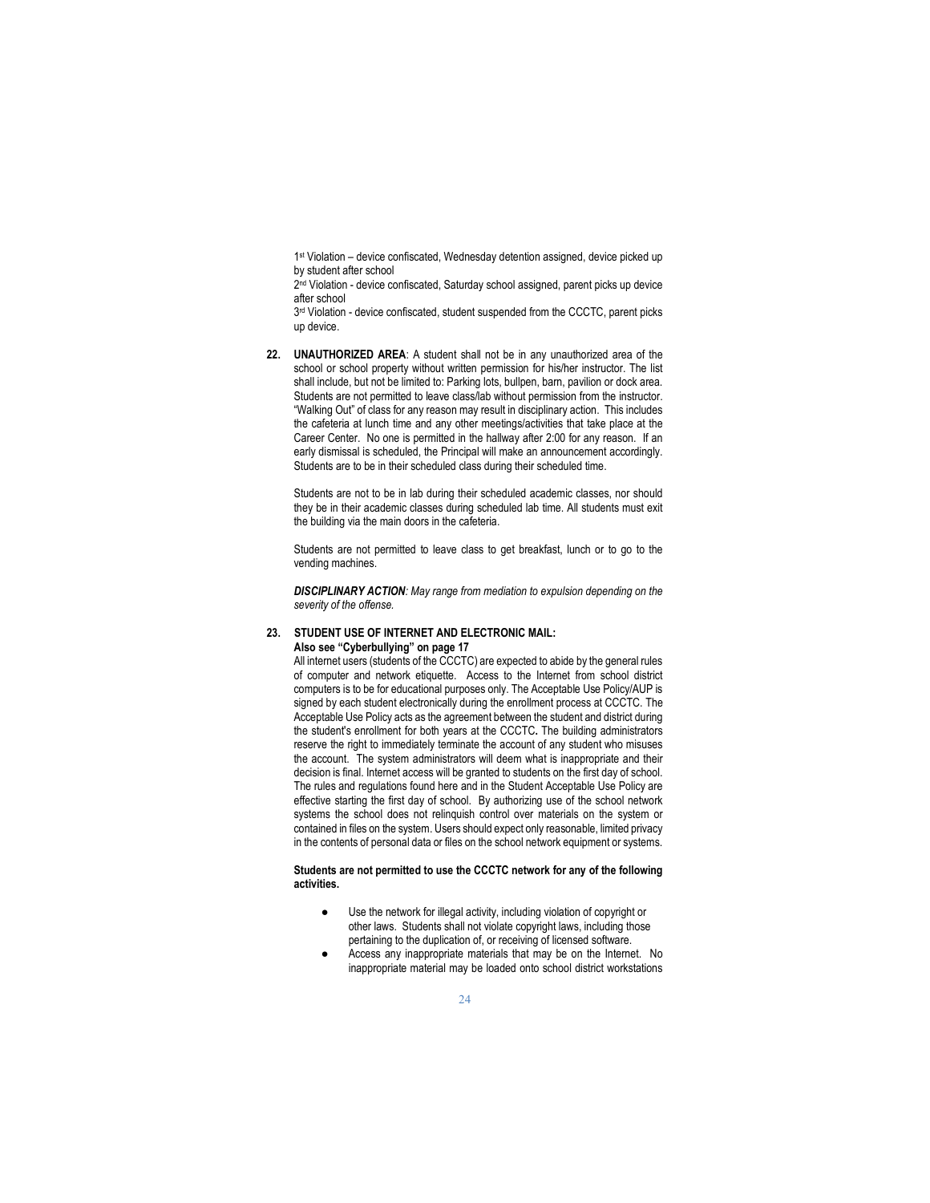1st Violation – device confiscated, Wednesday detention assigned, device picked up by student after school

2nd Violation - device confiscated, Saturday school assigned, parent picks up device after school

3rd Violation - device confiscated, student suspended from the CCCTC, parent picks up device.

**22. UNAUTHORIZED AREA**: A student shall not be in any unauthorized area of the school or school property without written permission for his/her instructor. The list shall include, but not be limited to: Parking lots, bullpen, barn, pavilion or dock area. Students are not permitted to leave class/lab without permission from the instructor. "Walking Out" of class for any reason may result in disciplinary action. This includes the cafeteria at lunch time and any other meetings/activities that take place at the Career Center. No one is permitted in the hallway after 2:00 for any reason. If an early dismissal is scheduled, the Principal will make an announcement accordingly. Students are to be in their scheduled class during their scheduled time.

Students are not to be in lab during their scheduled academic classes, nor should they be in their academic classes during scheduled lab time. All students must exit the building via the main doors in the cafeteria.

Students are not permitted to leave class to get breakfast, lunch or to go to the vending machines.

***DISCIPLINARY ACTION****: May range from mediation to expulsion depending on the severity of the offense.*

**23. STUDENT USE OF INTERNET AND ELECTRONIC MAIL:**
**Also see "Cyberbullying" on page 17**

All internet users (students of the CCCTC) are expected to abide by the general rules of computer and network etiquette. Access to the Internet from school district computers is to be for educational purposes only. The Acceptable Use Policy/AUP is signed by each student electronically during the enrollment process at CCCTC. The Acceptable Use Policy acts as the agreement between the student and district during the student's enrollment for both years at the CCCTC. The building administrators reserve the right to immediately terminate the account of any student who misuses the account. The system administrators will deem what is inappropriate and their decision is final. Internet access will be granted to students on the first day of school. The rules and regulations found here and in the Student Acceptable Use Policy are effective starting the first day of school. By authorizing use of the school network systems the school does not relinquish control over materials on the system or contained in files on the system. Users should expect only reasonable, limited privacy in the contents of personal data or files on the school network equipment or systems.

**Students are not permitted to use the CCCTC network for any of the following activities.**

- Use the network for illegal activity, including violation of copyright or other laws. Students shall not violate copyright laws, including those pertaining to the duplication of, or receiving of licensed software.
- Access any inappropriate materials that may be on the Internet. No inappropriate material may be loaded onto school district workstations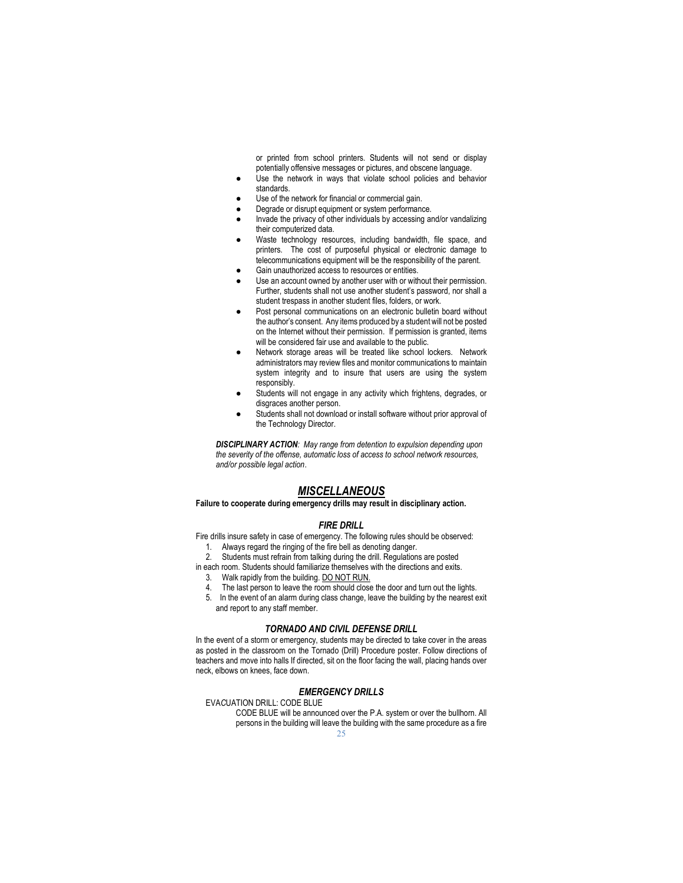or printed from school printers. Students will not send or display potentially offensive messages or pictures, and obscene language.

- Use the network in ways that violate school policies and behavior standards.
- Use of the network for financial or commercial gain.
- Degrade or disrupt equipment or system performance.
- Invade the privacy of other individuals by accessing and/or vandalizing their computerized data.
- Waste technology resources, including bandwidth, file space, and printers. The cost of purposeful physical or electronic damage to telecommunications equipment will be the responsibility of the parent.
- Gain unauthorized access to resources or entities.
- Use an account owned by another user with or without their permission. Further, students shall not use another student's password, nor shall a student trespass in another student files, folders, or work.
- Post personal communications on an electronic bulletin board without the author's consent. Any items produced by a student will not be posted on the Internet without their permission. If permission is granted, items will be considered fair use and available to the public.
- Network storage areas will be treated like school lockers. Network administrators may review files and monitor communications to maintain system integrity and to insure that users are using the system responsibly.
- Students will not engage in any activity which frightens, degrades, or disgraces another person.
- Students shall not download or install software without prior approval of the Technology Director.

***DISCIPLINARY ACTION**: May range from detention to expulsion depending upon the severity of the offense, automatic loss of access to school network resources, and/or possible legal action*.

## ***MISCELLANEOUS***

**Failure to cooperate during emergency drills may result in disciplinary action.**

### ***FIRE DRILL***

Fire drills insure safety in case of emergency. The following rules should be observed:

1. Always regard the ringing of the fire bell as denoting danger.
2. Students must refrain from talking during the drill. Regulations are posted in each room. Students should familiarize themselves with the directions and exits.
3. Walk rapidly from the building. DO NOT RUN.
4. The last person to leave the room should close the door and turn out the lights.
5. In the event of an alarm during class change, leave the building by the nearest exit and report to any staff member.

### ***TORNADO AND CIVIL DEFENSE DRILL***

In the event of a storm or emergency, students may be directed to take cover in the areas as posted in the classroom on the Tornado (Drill) Procedure poster. Follow directions of teachers and move into halls If directed, sit on the floor facing the wall, placing hands over neck, elbows on knees, face down.

### ***EMERGENCY DRILLS***

EVACUATION DRILL: CODE BLUE

CODE BLUE will be announced over the P.A. system or over the bullhorn. All persons in the building will leave the building with the same procedure as a fire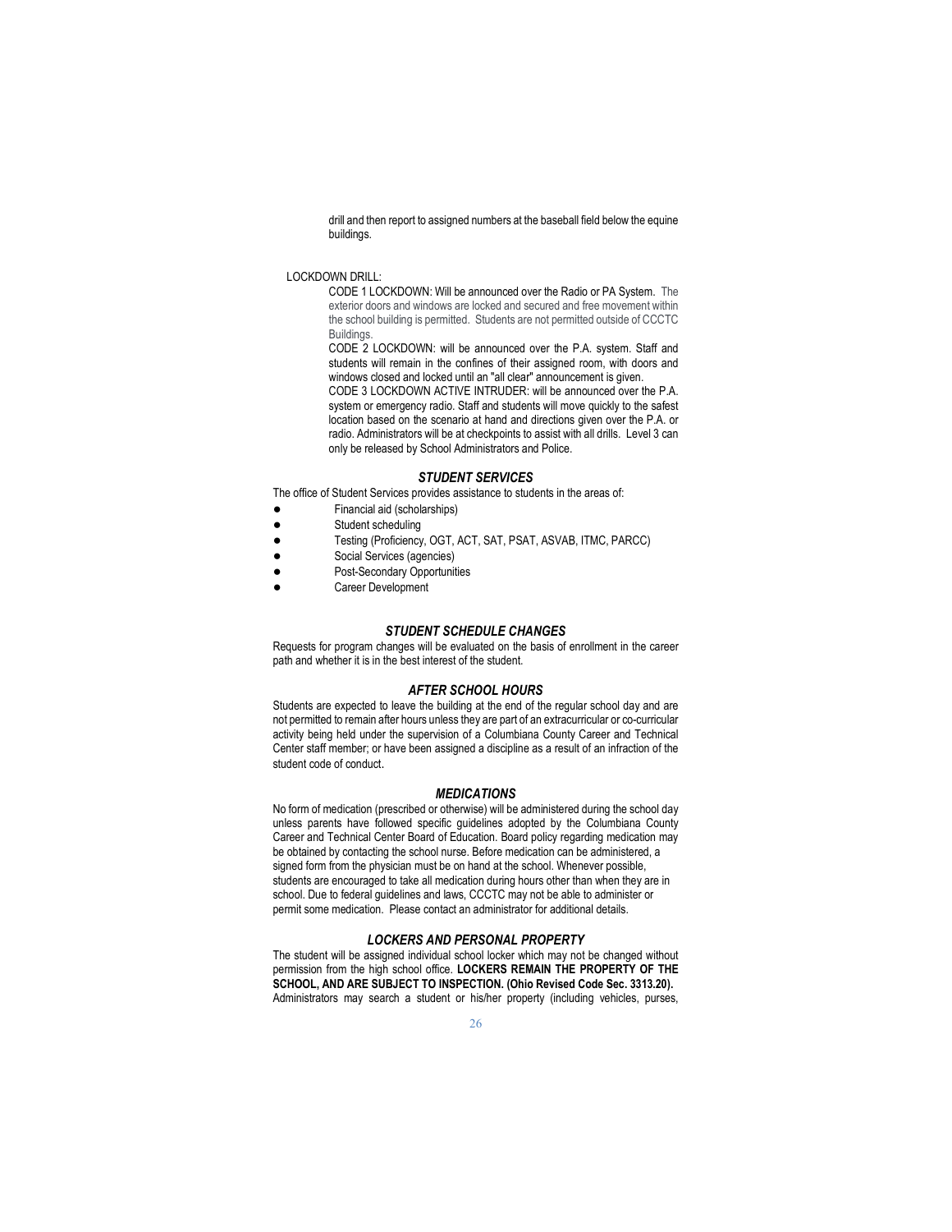drill and then report to assigned numbers at the baseball field below the equine buildings.

LOCKDOWN DRILL:

CODE 1 LOCKDOWN: Will be announced over the Radio or PA System. The exterior doors and windows are locked and secured and free movement within the school building is permitted. Students are not permitted outside of CCCTC Buildings.

CODE 2 LOCKDOWN: will be announced over the P.A. system. Staff and students will remain in the confines of their assigned room, with doors and windows closed and locked until an "all clear" announcement is given.

CODE 3 LOCKDOWN ACTIVE INTRUDER: will be announced over the P.A. system or emergency radio. Staff and students will move quickly to the safest location based on the scenario at hand and directions given over the P.A. or radio. Administrators will be at checkpoints to assist with all drills. Level 3 can only be released by School Administrators and Police.

### *STUDENT SERVICES*

The office of Student Services provides assistance to students in the areas of:

- Financial aid (scholarships)
- Student scheduling
- Testing (Proficiency, OGT, ACT, SAT, PSAT, ASVAB, ITMC, PARCC)
- Social Services (agencies)
- Post-Secondary Opportunities
- Career Development

### *STUDENT SCHEDULE CHANGES*

Requests for program changes will be evaluated on the basis of enrollment in the career path and whether it is in the best interest of the student.

### *AFTER SCHOOL HOURS*

Students are expected to leave the building at the end of the regular school day and are not permitted to remain after hours unless they are part of an extracurricular or co-curricular activity being held under the supervision of a Columbiana County Career and Technical Center staff member; or have been assigned a discipline as a result of an infraction of the student code of conduct.

### *MEDICATIONS*

No form of medication (prescribed or otherwise) will be administered during the school day unless parents have followed specific guidelines adopted by the Columbiana County Career and Technical Center Board of Education. Board policy regarding medication may be obtained by contacting the school nurse. Before medication can be administered, a signed form from the physician must be on hand at the school. Whenever possible, students are encouraged to take all medication during hours other than when they are in school. Due to federal guidelines and laws, CCCTC may not be able to administer or permit some medication. Please contact an administrator for additional details.

### *LOCKERS AND PERSONAL PROPERTY*

The student will be assigned individual school locker which may not be changed without permission from the high school office. **LOCKERS REMAIN THE PROPERTY OF THE SCHOOL, AND ARE SUBJECT TO INSPECTION. (Ohio Revised Code Sec. 3313.20).** Administrators may search a student or his/her property (including vehicles, purses,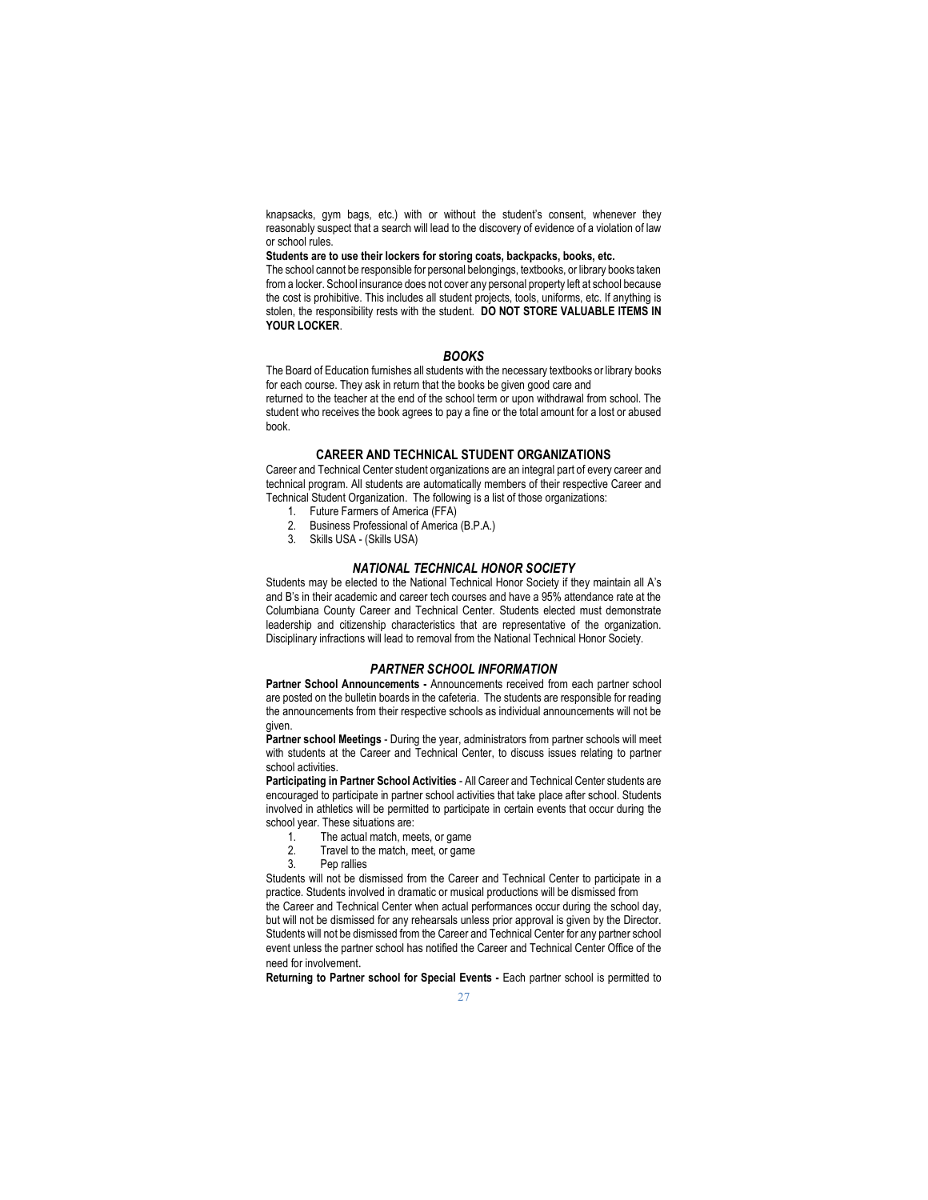knapsacks, gym bags, etc.) with or without the student's consent, whenever they reasonably suspect that a search will lead to the discovery of evidence of a violation of law or school rules.

**Students are to use their lockers for storing coats, backpacks, books, etc.**

The school cannot be responsible for personal belongings, textbooks, or library books taken from a locker. School insurance does not cover any personal property left at school because the cost is prohibitive. This includes all student projects, tools, uniforms, etc. If anything is stolen, the responsibility rests with the student. **DO NOT STORE VALUABLE ITEMS IN YOUR LOCKER**.

## *BOOKS*

The Board of Education furnishes all students with the necessary textbooks or library books for each course. They ask in return that the books be given good care and returned to the teacher at the end of the school term or upon withdrawal from school. The student who receives the book agrees to pay a fine or the total amount for a lost or abused book.

## CAREER AND TECHNICAL STUDENT ORGANIZATIONS

Career and Technical Center student organizations are an integral part of every career and technical program. All students are automatically members of their respective Career and Technical Student Organization. The following is a list of those organizations:

1. Future Farmers of America (FFA)
2. Business Professional of America (B.P.A.)
3. Skills USA - (Skills USA)

## *NATIONAL TECHNICAL HONOR SOCIETY*

Students may be elected to the National Technical Honor Society if they maintain all A's and B's in their academic and career tech courses and have a 95% attendance rate at the Columbiana County Career and Technical Center. Students elected must demonstrate leadership and citizenship characteristics that are representative of the organization. Disciplinary infractions will lead to removal from the National Technical Honor Society.

## *PARTNER SCHOOL INFORMATION*

**Partner School Announcements -** Announcements received from each partner school are posted on the bulletin boards in the cafeteria. The students are responsible for reading the announcements from their respective schools as individual announcements will not be given.

**Partner school Meetings** - During the year, administrators from partner schools will meet with students at the Career and Technical Center, to discuss issues relating to partner school activities.

**Participating in Partner School Activities** - All Career and Technical Center students are encouraged to participate in partner school activities that take place after school. Students involved in athletics will be permitted to participate in certain events that occur during the school year. These situations are:

1. The actual match, meets, or game
2. Travel to the match, meet, or game
3. Pep rallies

Students will not be dismissed from the Career and Technical Center to participate in a practice. Students involved in dramatic or musical productions will be dismissed from the Career and Technical Center when actual performances occur during the school day, but will not be dismissed for any rehearsals unless prior approval is given by the Director. Students will not be dismissed from the Career and Technical Center for any partner school event unless the partner school has notified the Career and Technical Center Office of the need for involvement.

**Returning to Partner school for Special Events -** Each partner school is permitted to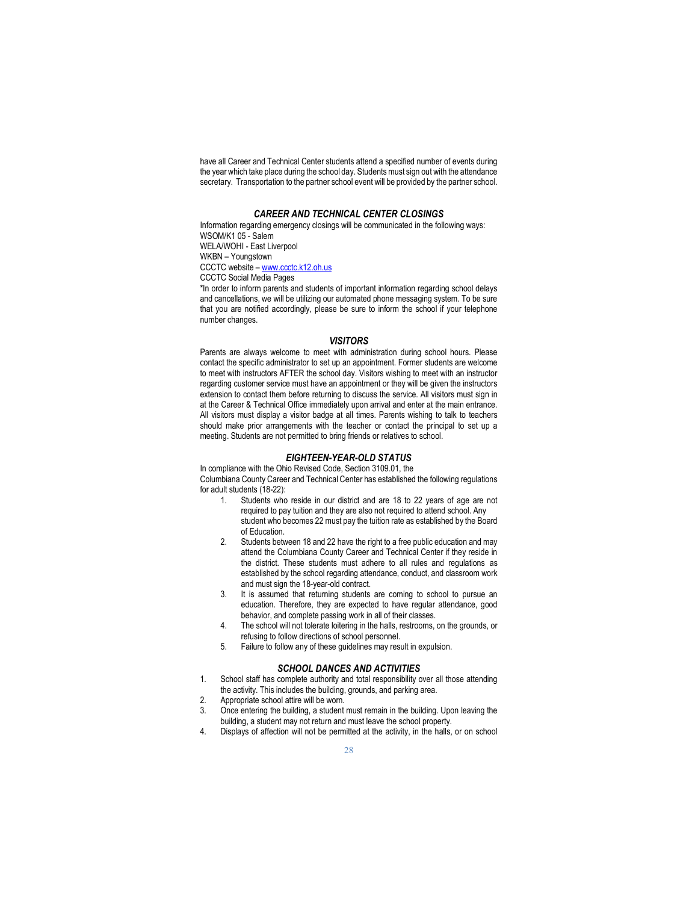have all Career and Technical Center students attend a specified number of events during the year which take place during the school day. Students must sign out with the attendance secretary. Transportation to the partner school event will be provided by the partner school.

### *CAREER AND TECHNICAL CENTER CLOSINGS*

Information regarding emergency closings will be communicated in the following ways:
WSOM/K1 05 - Salem
WELA/WOHI - East Liverpool
WKBN – Youngstown
CCCTC website – [www.ccctc.k12.oh.us](http://www.ccctc.k12.oh.us)
CCCTC Social Media Pages

*In order to inform parents and students of important information regarding school delays and cancellations, we will be utilizing our automated phone messaging system. To be sure that you are notified accordingly, please be sure to inform the school if your telephone number changes.

### *VISITORS*

Parents are always welcome to meet with administration during school hours. Please contact the specific administrator to set up an appointment. Former students are welcome to meet with instructors AFTER the school day. Visitors wishing to meet with an instructor regarding customer service must have an appointment or they will be given the instructors extension to contact them before returning to discuss the service. All visitors must sign in at the Career & Technical Office immediately upon arrival and enter at the main entrance. All visitors must display a visitor badge at all times. Parents wishing to talk to teachers should make prior arrangements with the teacher or contact the principal to set up a meeting. Students are not permitted to bring friends or relatives to school.

### *EIGHTEEN-YEAR-OLD STATUS*

In compliance with the Ohio Revised Code, Section 3109.01, the Columbiana County Career and Technical Center has established the following regulations for adult students (18-22):

1. Students who reside in our district and are 18 to 22 years of age are not required to pay tuition and they are also not required to attend school. Any student who becomes 22 must pay the tuition rate as established by the Board of Education.
2. Students between 18 and 22 have the right to a free public education and may attend the Columbiana County Career and Technical Center if they reside in the district. These students must adhere to all rules and regulations as established by the school regarding attendance, conduct, and classroom work and must sign the 18-year-old contract.
3. It is assumed that returning students are coming to school to pursue an education. Therefore, they are expected to have regular attendance, good behavior, and complete passing work in all of their classes.
4. The school will not tolerate loitering in the halls, restrooms, on the grounds, or refusing to follow directions of school personnel.
5. Failure to follow any of these guidelines may result in expulsion.

### *SCHOOL DANCES AND ACTIVITIES*

1. School staff has complete authority and total responsibility over all those attending the activity. This includes the building, grounds, and parking area.
2. Appropriate school attire will be worn.
3. Once entering the building, a student must remain in the building. Upon leaving the building, a student may not return and must leave the school property.
4. Displays of affection will not be permitted at the activity, in the halls, or on school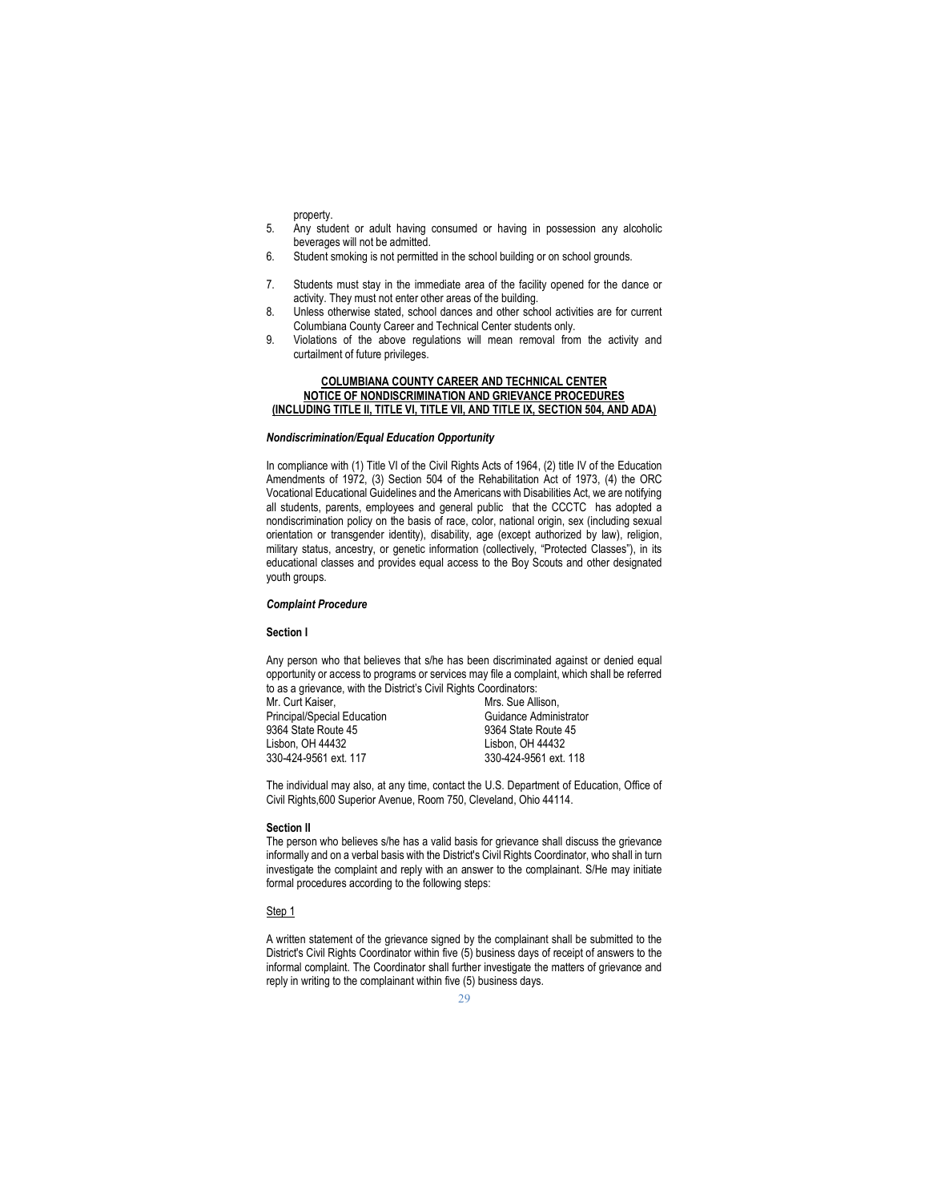property.

5. Any student or adult having consumed or having in possession any alcoholic beverages will not be admitted.
6. Student smoking is not permitted in the school building or on school grounds.
7. Students must stay in the immediate area of the facility opened for the dance or activity. They must not enter other areas of the building.
8. Unless otherwise stated, school dances and other school activities are for current Columbiana County Career and Technical Center students only.
9. Violations of the above regulations will mean removal from the activity and curtailment of future privileges.

## COLUMBIANA COUNTY CAREER AND TECHNICAL CENTER NOTICE OF NONDISCRIMINATION AND GRIEVANCE PROCEDURES (INCLUDING TITLE II, TITLE VI, TITLE VII, AND TITLE IX, SECTION 504, AND ADA)

### *Nondiscrimination/Equal Education Opportunity*

In compliance with (1) Title VI of the Civil Rights Acts of 1964, (2) title IV of the Education Amendments of 1972, (3) Section 504 of the Rehabilitation Act of 1973, (4) the ORC Vocational Educational Guidelines and the Americans with Disabilities Act, we are notifying all students, parents, employees and general public that the CCCTC has adopted a nondiscrimination policy on the basis of race, color, national origin, sex (including sexual orientation or transgender identity), disability, age (except authorized by law), religion, military status, ancestry, or genetic information (collectively, "Protected Classes"), in its educational classes and provides equal access to the Boy Scouts and other designated youth groups.

### *Complaint Procedure*

**Section I**

Any person who that believes that s/he has been discriminated against or denied equal opportunity or access to programs or services may file a complaint, which shall be referred to as a grievance, with the District's Civil Rights Coordinators:

Mr. Curt Kaiser,
Principal/Special Education
9364 State Route 45
Lisbon, OH 44432
330-424-9561 ext. 117

Mrs. Sue Allison,
Guidance Administrator
9364 State Route 45
Lisbon, OH 44432
330-424-9561 ext. 118

The individual may also, at any time, contact the U.S. Department of Education, Office of Civil Rights,600 Superior Avenue, Room 750, Cleveland, Ohio 44114.

**Section II**

The person who believes s/he has a valid basis for grievance shall discuss the grievance informally and on a verbal basis with the District's Civil Rights Coordinator, who shall in turn investigate the complaint and reply with an answer to the complainant. S/He may initiate formal procedures according to the following steps:

Step 1

A written statement of the grievance signed by the complainant shall be submitted to the District's Civil Rights Coordinator within five (5) business days of receipt of answers to the informal complaint. The Coordinator shall further investigate the matters of grievance and reply in writing to the complainant within five (5) business days.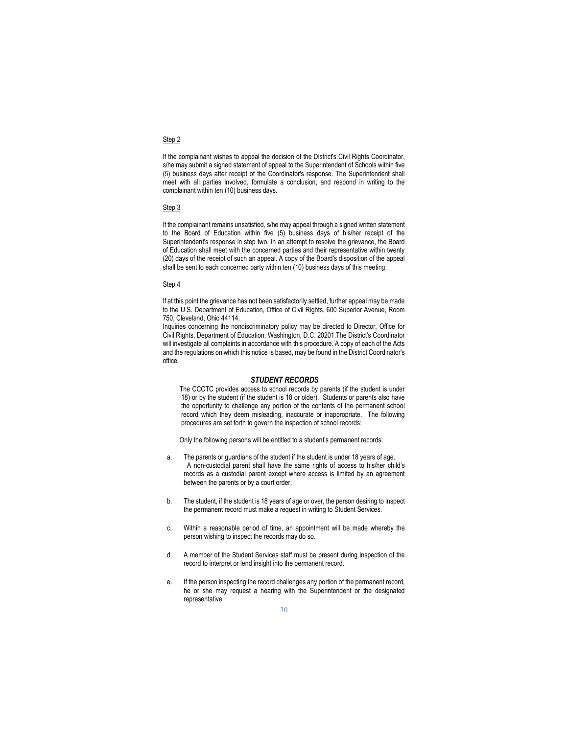Step 2

If the complainant wishes to appeal the decision of the District's Civil Rights Coordinator, s/he may submit a signed statement of appeal to the Superintendent of Schools within five (5) business days after receipt of the Coordinator's response. The Superintendent shall meet with all parties involved, formulate a conclusion, and respond in writing to the complainant within ten (10) business days.

Step 3

If the complainant remains unsatisfied, s/he may appeal through a signed written statement to the Board of Education within five (5) business days of his/her receipt of the Superintendent's response in step two. In an attempt to resolve the grievance, the Board of Education shall meet with the concerned parties and their representative within twenty (20) days of the receipt of such an appeal. A copy of the Board's disposition of the appeal shall be sent to each concerned party within ten (10) business days of this meeting.

Step 4

If at this point the grievance has not been satisfactorily settled, further appeal may be made to the U.S. Department of Education, Office of Civil Rights, 600 Superior Avenue, Room 750, Cleveland, Ohio 44114.
Inquiries concerning the nondiscriminatory policy may be directed to Director, Office for Civil Rights, Department of Education, Washington, D.C. 20201.The District's Coordinator will investigate all complaints in accordance with this procedure. A copy of each of the Acts and the regulations on which this notice is based, may be found in the District Coordinator's office.

### ***STUDENT RECORDS***

The CCCTC provides access to school records by parents (if the student is under 18) or by the student (if the student is 18 or older). Students or parents also have the opportunity to challenge any portion of the contents of the permanent school record which they deem misleading, inaccurate or inappropriate. The following procedures are set forth to govern the inspection of school records:

Only the following persons will be entitled to a student's permanent records:

a. The parents or guardians of the student if the student is under 18 years of age. A non-custodial parent shall have the same rights of access to his/her child's records as a custodial parent except where access is limited by an agreement between the parents or by a court order.

b. The student, if the student is 18 years of age or over, the person desiring to inspect the permanent record must make a request in writing to Student Services.

c. Within a reasonable period of time, an appointment will be made whereby the person wishing to inspect the records may do so.

d. A member of the Student Services staff must be present during inspection of the record to interpret or lend insight into the permanent record.

e. If the person inspecting the record challenges any portion of the permanent record, he or she may request a hearing with the Superintendent or the designated representative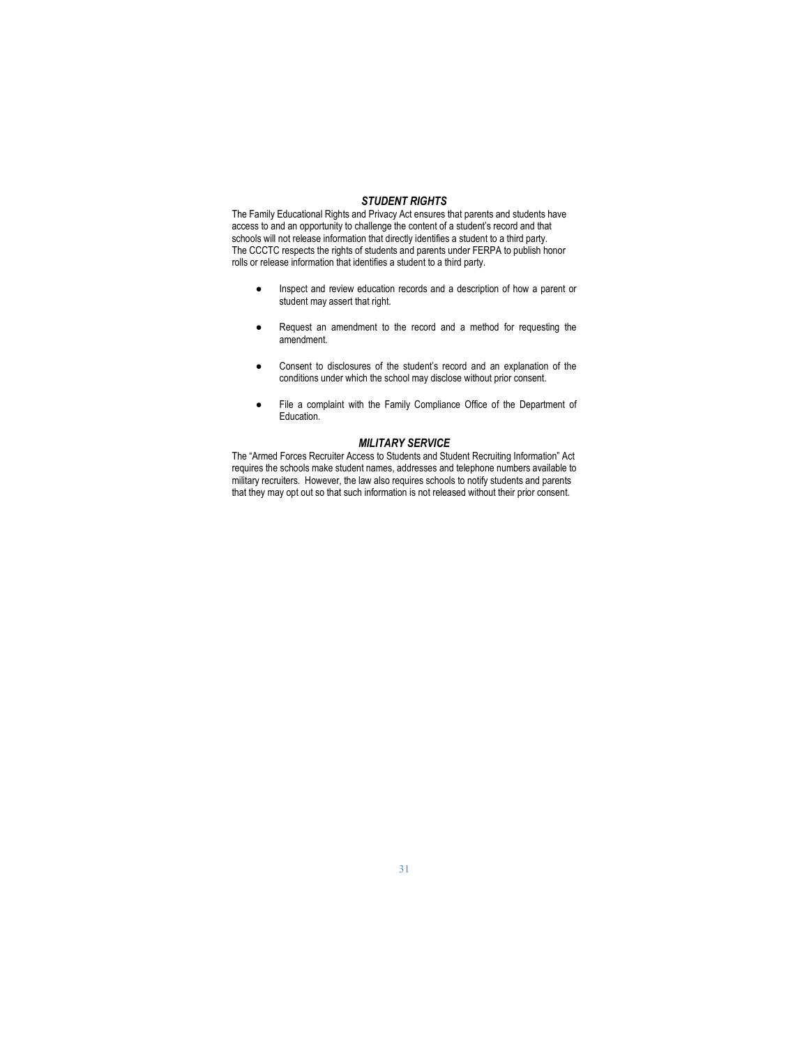### *STUDENT RIGHTS*

The Family Educational Rights and Privacy Act ensures that parents and students have access to and an opportunity to challenge the content of a student's record and that schools will not release information that directly identifies a student to a third party. The CCCTC respects the rights of students and parents under FERPA to publish honor rolls or release information that identifies a student to a third party.

- Inspect and review education records and a description of how a parent or student may assert that right.
- Request an amendment to the record and a method for requesting the amendment.
- Consent to disclosures of the student's record and an explanation of the conditions under which the school may disclose without prior consent.
- File a complaint with the Family Compliance Office of the Department of Education.

### *MILITARY SERVICE*

The "Armed Forces Recruiter Access to Students and Student Recruiting Information" Act requires the schools make student names, addresses and telephone numbers available to military recruiters. However, the law also requires schools to notify students and parents that they may opt out so that such information is not released without their prior consent.